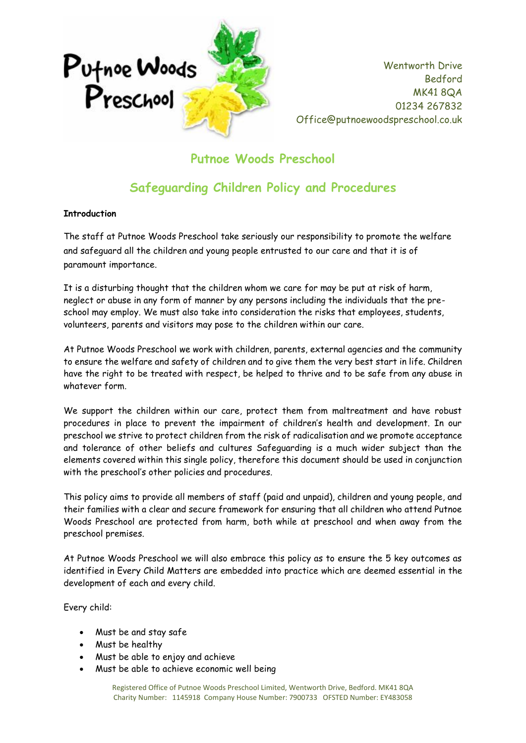Putnoe Woods Preschool

Wentworth Drive
Bedford
MK41 8QA
01234 267832
Office@putnoewoodspreschool.co.uk

# Putnoe Woods Preschool

## Safeguarding Children Policy and Procedures

**Introduction**

The staff at Putnoe Woods Preschool take seriously our responsibility to promote the welfare and safeguard all the children and young people entrusted to our care and that it is of paramount importance.

It is a disturbing thought that the children whom we care for may be put at risk of harm, neglect or abuse in any form of manner by any persons including the individuals that the pre-school may employ. We must also take into consideration the risks that employees, students, volunteers, parents and visitors may pose to the children within our care.

At Putnoe Woods Preschool we work with children, parents, external agencies and the community to ensure the welfare and safety of children and to give them the very best start in life. Children have the right to be treated with respect, be helped to thrive and to be safe from any abuse in whatever form.

We support the children within our care, protect them from maltreatment and have robust procedures in place to prevent the impairment of children's health and development. In our preschool we strive to protect children from the risk of radicalisation and we promote acceptance and tolerance of other beliefs and cultures Safeguarding is a much wider subject than the elements covered within this single policy, therefore this document should be used in conjunction with the preschool's other policies and procedures.

This policy aims to provide all members of staff (paid and unpaid), children and young people, and their families with a clear and secure framework for ensuring that all children who attend Putnoe Woods Preschool are protected from harm, both while at preschool and when away from the preschool premises.

At Putnoe Woods Preschool we will also embrace this policy as to ensure the 5 key outcomes as identified in Every Child Matters are embedded into practice which are deemed essential in the development of each and every child.

Every child:

- Must be and stay safe
- Must be healthy
- Must be able to enjoy and achieve
- Must be able to achieve economic well being

Registered Office of Putnoe Woods Preschool Limited, Wentworth Drive, Bedford. MK41 8QA
Charity Number: 1145918 Company House Number: 7900733 OFSTED Number: EY483058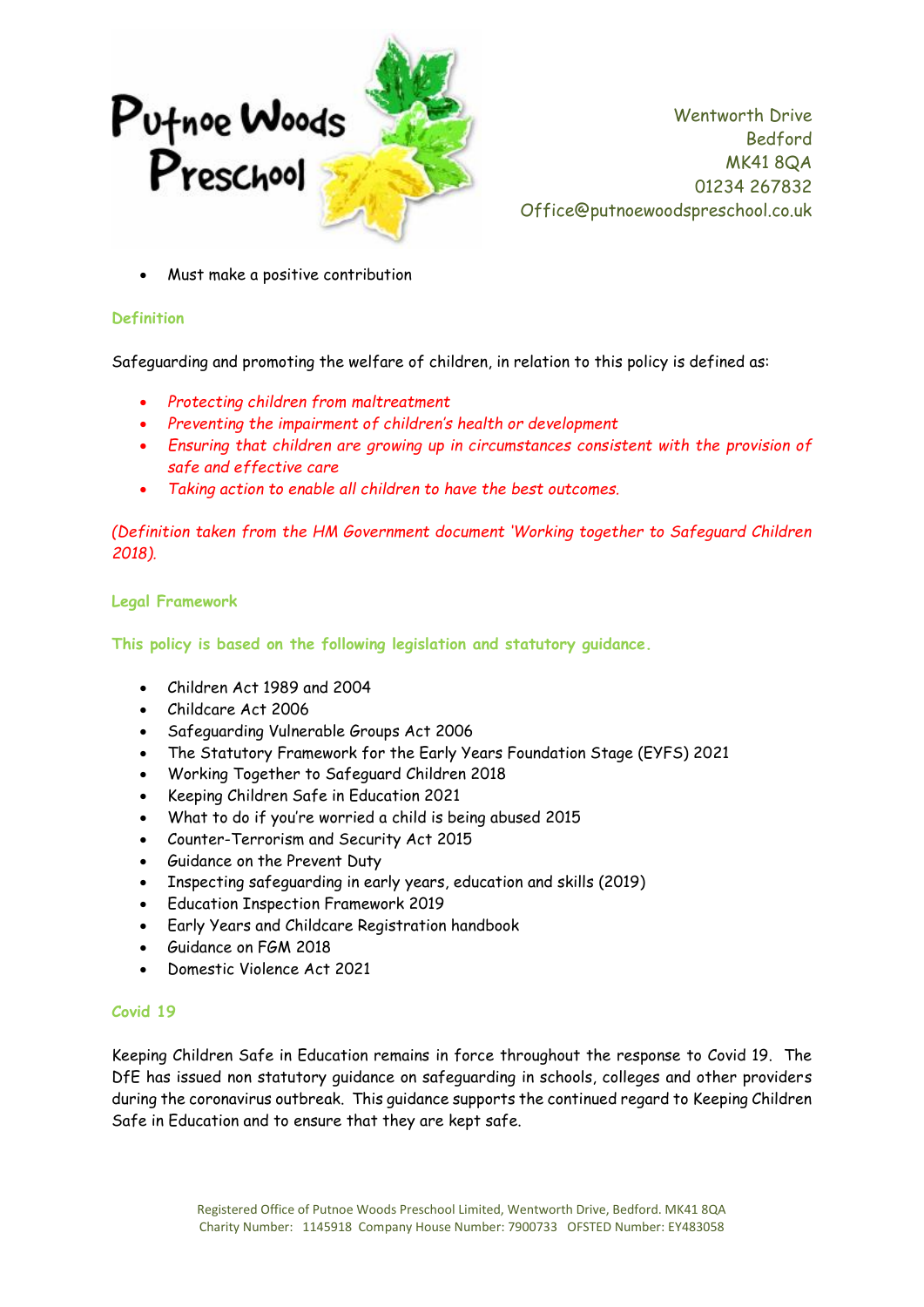- Must make a positive contribution

## Definition

Safeguarding and promoting the welfare of children, in relation to this policy is defined as:

- *Protecting children from maltreatment*
- *Preventing the impairment of children's health or development*
- *Ensuring that children are growing up in circumstances consistent with the provision of safe and effective care*
- *Taking action to enable all children to have the best outcomes.*

*(Definition taken from the HM Government document 'Working together to Safeguard Children 2018).*

## Legal Framework

**This policy is based on the following legislation and statutory guidance.**

- Children Act 1989 and 2004
- Childcare Act 2006
- Safeguarding Vulnerable Groups Act 2006
- The Statutory Framework for the Early Years Foundation Stage (EYFS) 2021
- Working Together to Safeguard Children 2018
- Keeping Children Safe in Education 2021
- What to do if you're worried a child is being abused 2015
- Counter-Terrorism and Security Act 2015
- Guidance on the Prevent Duty
- Inspecting safeguarding in early years, education and skills (2019)
- Education Inspection Framework 2019
- Early Years and Childcare Registration handbook
- Guidance on FGM 2018
- Domestic Violence Act 2021

## Covid 19

Keeping Children Safe in Education remains in force throughout the response to Covid 19. The DfE has issued non statutory guidance on safeguarding in schools, colleges and other providers during the coronavirus outbreak. This guidance supports the continued regard to Keeping Children Safe in Education and to ensure that they are kept safe.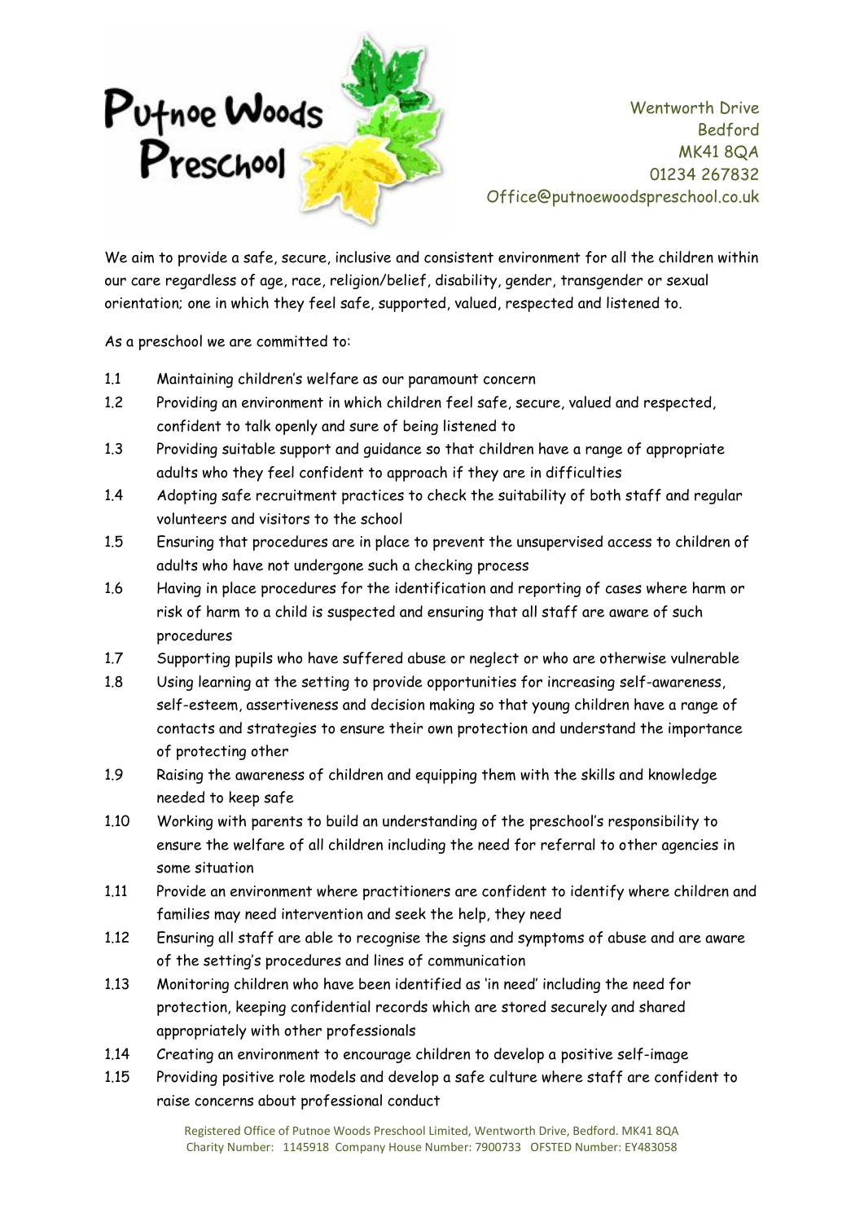# Putnoe Woods Preschool

Wentworth Drive
Bedford
MK41 8QA
01234 267832
Office@putnoewoodspreschool.co.uk

We aim to provide a safe, secure, inclusive and consistent environment for all the children within our care regardless of age, race, religion/belief, disability, gender, transgender or sexual orientation; one in which they feel safe, supported, valued, respected and listened to.

As a preschool we are committed to:

1.1 Maintaining children's welfare as our paramount concern
1.2 Providing an environment in which children feel safe, secure, valued and respected, confident to talk openly and sure of being listened to
1.3 Providing suitable support and guidance so that children have a range of appropriate adults who they feel confident to approach if they are in difficulties
1.4 Adopting safe recruitment practices to check the suitability of both staff and regular volunteers and visitors to the school
1.5 Ensuring that procedures are in place to prevent the unsupervised access to children of adults who have not undergone such a checking process
1.6 Having in place procedures for the identification and reporting of cases where harm or risk of harm to a child is suspected and ensuring that all staff are aware of such procedures
1.7 Supporting pupils who have suffered abuse or neglect or who are otherwise vulnerable
1.8 Using learning at the setting to provide opportunities for increasing self-awareness, self-esteem, assertiveness and decision making so that young children have a range of contacts and strategies to ensure their own protection and understand the importance of protecting other
1.9 Raising the awareness of children and equipping them with the skills and knowledge needed to keep safe
1.10 Working with parents to build an understanding of the preschool's responsibility to ensure the welfare of all children including the need for referral to other agencies in some situation
1.11 Provide an environment where practitioners are confident to identify where children and families may need intervention and seek the help, they need
1.12 Ensuring all staff are able to recognise the signs and symptoms of abuse and are aware of the setting's procedures and lines of communication
1.13 Monitoring children who have been identified as 'in need' including the need for protection, keeping confidential records which are stored securely and shared appropriately with other professionals
1.14 Creating an environment to encourage children to develop a positive self-image
1.15 Providing positive role models and develop a safe culture where staff are confident to raise concerns about professional conduct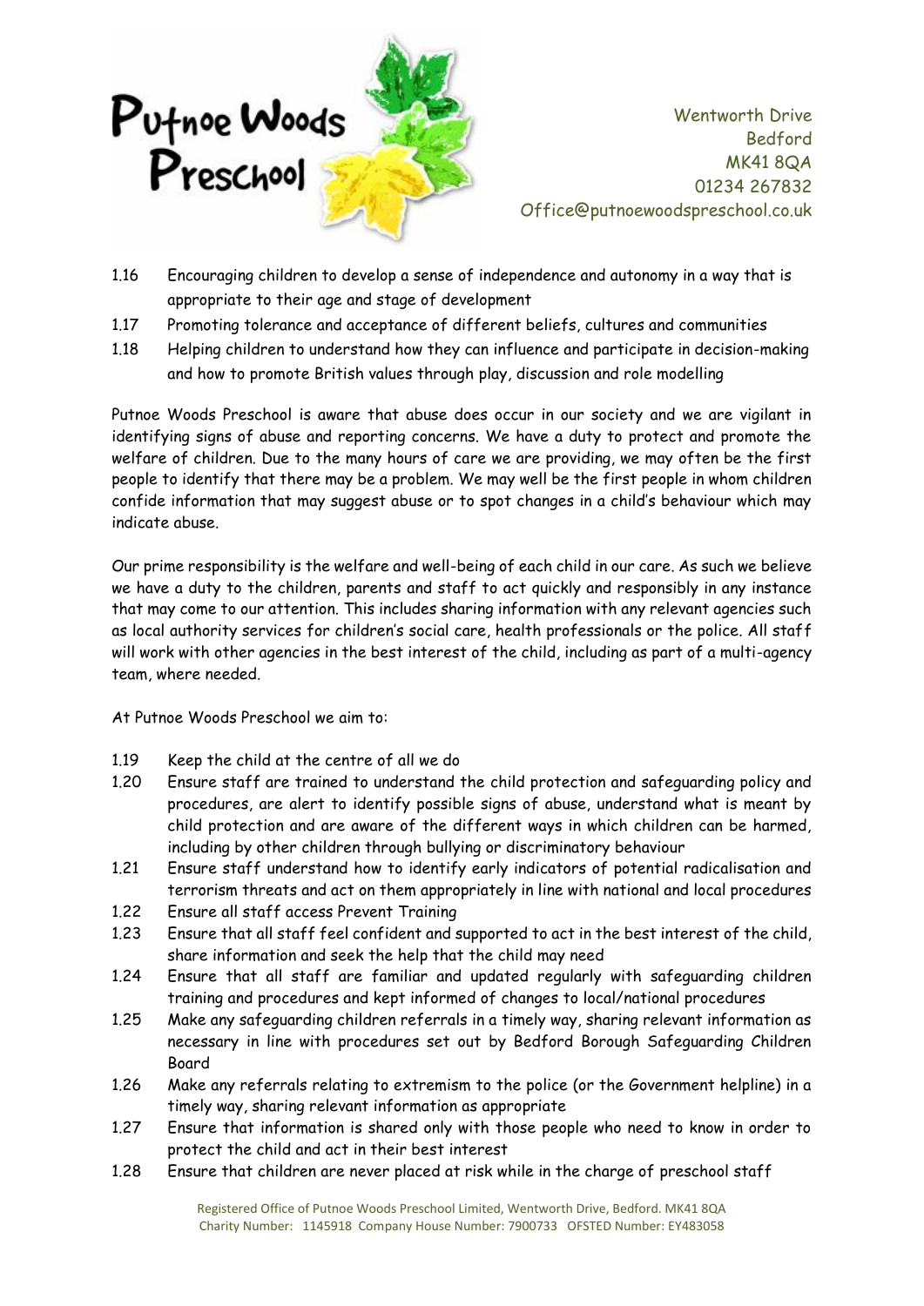1.16 Encouraging children to develop a sense of independence and autonomy in a way that is appropriate to their age and stage of development
1.17 Promoting tolerance and acceptance of different beliefs, cultures and communities
1.18 Helping children to understand how they can influence and participate in decision-making and how to promote British values through play, discussion and role modelling

Putnoe Woods Preschool is aware that abuse does occur in our society and we are vigilant in identifying signs of abuse and reporting concerns. We have a duty to protect and promote the welfare of children. Due to the many hours of care we are providing, we may often be the first people to identify that there may be a problem. We may well be the first people in whom children confide information that may suggest abuse or to spot changes in a child's behaviour which may indicate abuse.

Our prime responsibility is the welfare and well-being of each child in our care. As such we believe we have a duty to the children, parents and staff to act quickly and responsibly in any instance that may come to our attention. This includes sharing information with any relevant agencies such as local authority services for children's social care, health professionals or the police. All staff will work with other agencies in the best interest of the child, including as part of a multi-agency team, where needed.

At Putnoe Woods Preschool we aim to:

1.19 Keep the child at the centre of all we do
1.20 Ensure staff are trained to understand the child protection and safeguarding policy and procedures, are alert to identify possible signs of abuse, understand what is meant by child protection and are aware of the different ways in which children can be harmed, including by other children through bullying or discriminatory behaviour
1.21 Ensure staff understand how to identify early indicators of potential radicalisation and terrorism threats and act on them appropriately in line with national and local procedures
1.22 Ensure all staff access Prevent Training
1.23 Ensure that all staff feel confident and supported to act in the best interest of the child, share information and seek the help that the child may need
1.24 Ensure that all staff are familiar and updated regularly with safeguarding children training and procedures and kept informed of changes to local/national procedures
1.25 Make any safeguarding children referrals in a timely way, sharing relevant information as necessary in line with procedures set out by Bedford Borough Safeguarding Children Board
1.26 Make any referrals relating to extremism to the police (or the Government helpline) in a timely way, sharing relevant information as appropriate
1.27 Ensure that information is shared only with those people who need to know in order to protect the child and act in their best interest
1.28 Ensure that children are never placed at risk while in the charge of preschool staff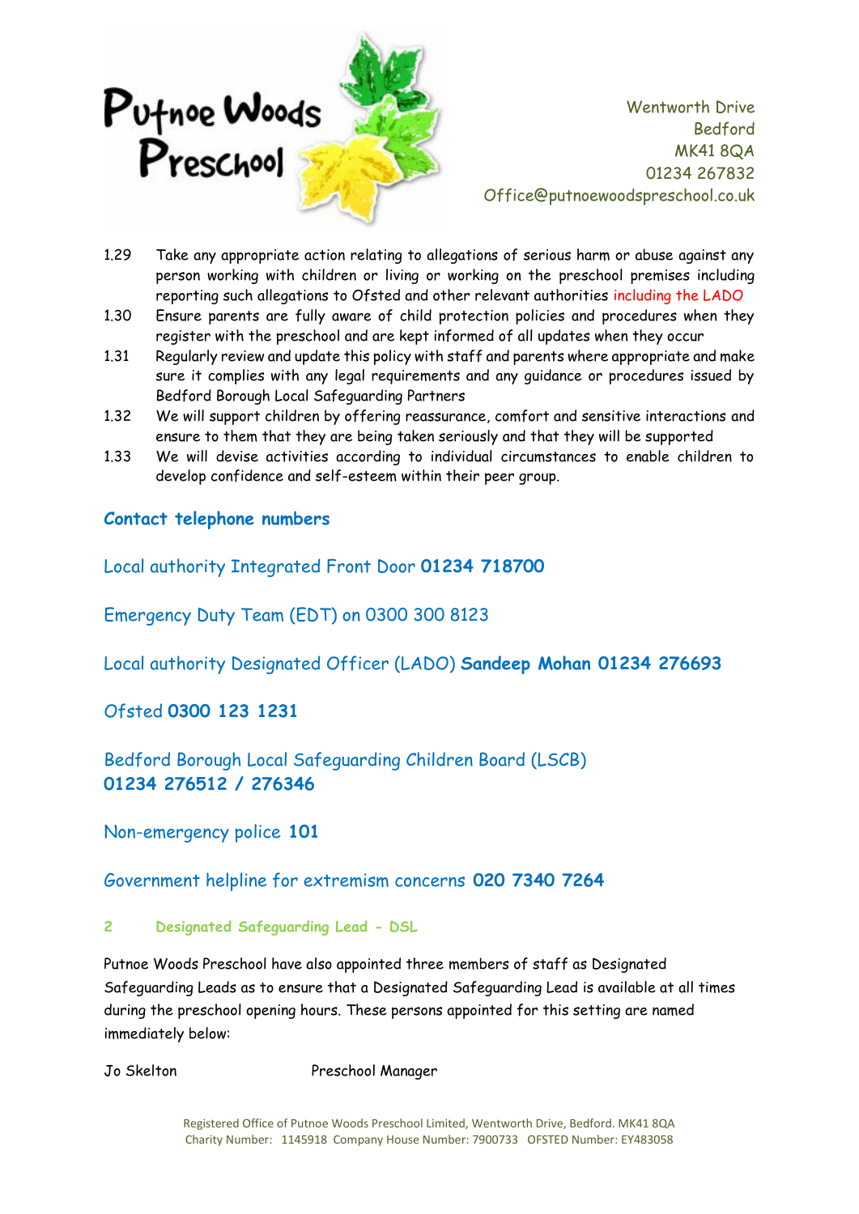1.29 Take any appropriate action relating to allegations of serious harm or abuse against any person working with children or living or working on the preschool premises including reporting such allegations to Ofsted and other relevant authorities including the LADO

1.30 Ensure parents are fully aware of child protection policies and procedures when they register with the preschool and are kept informed of all updates when they occur

1.31 Regularly review and update this policy with staff and parents where appropriate and make sure it complies with any legal requirements and any guidance or procedures issued by Bedford Borough Local Safeguarding Partners

1.32 We will support children by offering reassurance, comfort and sensitive interactions and ensure to them that they are being taken seriously and that they will be supported

1.33 We will devise activities according to individual circumstances to enable children to develop confidence and self-esteem within their peer group.

## Contact telephone numbers

Local authority Integrated Front Door **01234 718700**

Emergency Duty Team (EDT) on 0300 300 8123

Local authority Designated Officer (LADO) **Sandeep Mohan 01234 276693**

Ofsted **0300 123 1231**

Bedford Borough Local Safeguarding Children Board (LSCB)
**01234 276512 / 276346**

Non-emergency police **101**

Government helpline for extremism concerns **020 7340 7264**

## 2 Designated Safeguarding Lead - DSL

Putnoe Woods Preschool have also appointed three members of staff as Designated Safeguarding Leads as to ensure that a Designated Safeguarding Lead is available at all times during the preschool opening hours. These persons appointed for this setting are named immediately below:

Jo Skelton Preschool Manager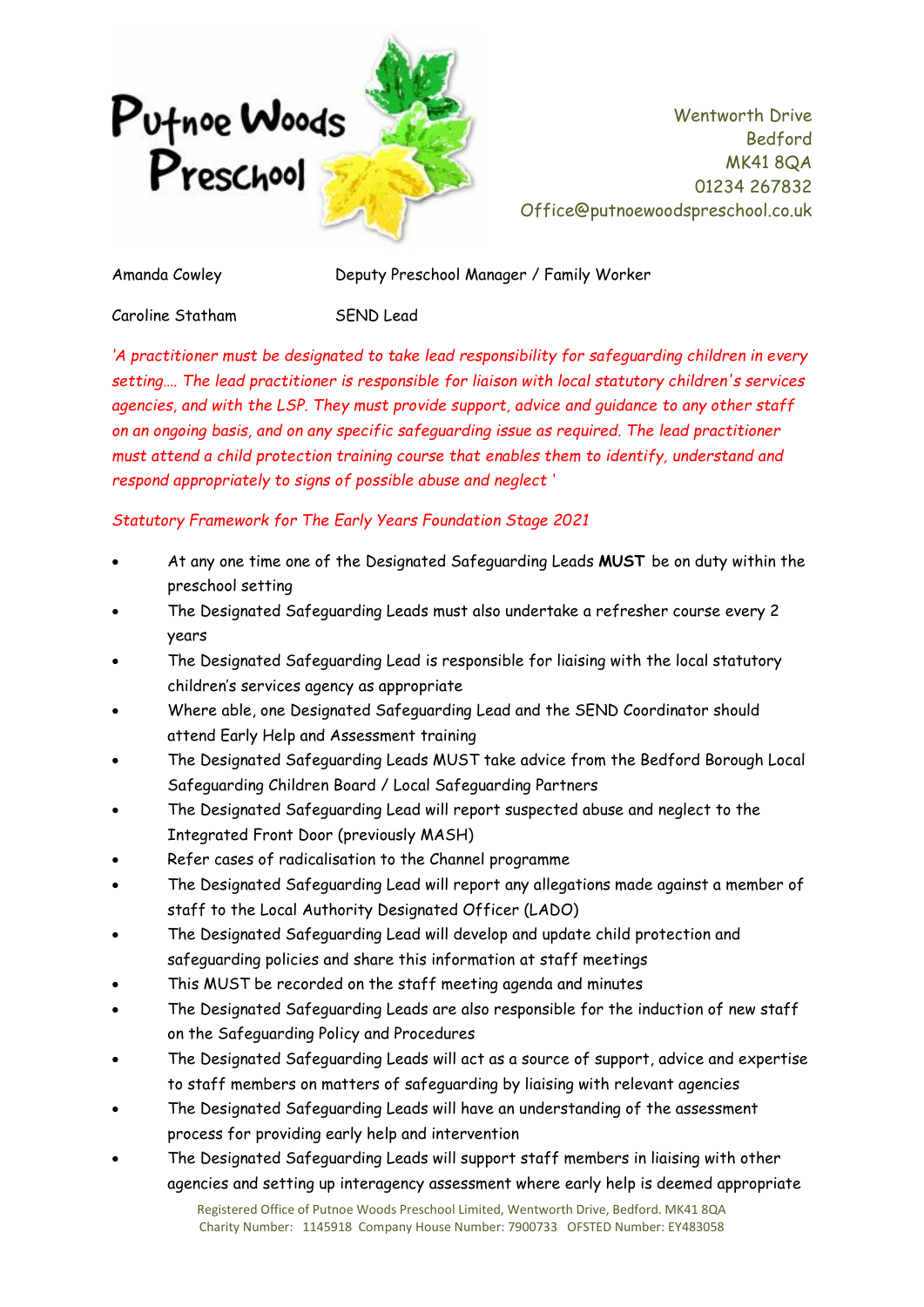Putnoe Woods Preschool

Wentworth Drive
Bedford
MK41 8QA
01234 267832
Office@putnoewoodspreschool.co.uk

| | |
|---|---|
| Amanda Cowley | Deputy Preschool Manager / Family Worker |
| Caroline Statham | SEND Lead |

*'A practitioner must be designated to take lead responsibility for safeguarding children in every setting…. The lead practitioner is responsible for liaison with local statutory children's services agencies, and with the LSP. They must provide support, advice and guidance to any other staff on an ongoing basis, and on any specific safeguarding issue as required. The lead practitioner must attend a child protection training course that enables them to identify, understand and respond appropriately to signs of possible abuse and neglect '*

*Statutory Framework for The Early Years Foundation Stage 2021*

- At any one time one of the Designated Safeguarding Leads **MUST** be on duty within the preschool setting
- The Designated Safeguarding Leads must also undertake a refresher course every 2 years
- The Designated Safeguarding Lead is responsible for liaising with the local statutory children's services agency as appropriate
- Where able, one Designated Safeguarding Lead and the SEND Coordinator should attend Early Help and Assessment training
- The Designated Safeguarding Leads MUST take advice from the Bedford Borough Local Safeguarding Children Board / Local Safeguarding Partners
- The Designated Safeguarding Lead will report suspected abuse and neglect to the Integrated Front Door (previously MASH)
- Refer cases of radicalisation to the Channel programme
- The Designated Safeguarding Lead will report any allegations made against a member of staff to the Local Authority Designated Officer (LADO)
- The Designated Safeguarding Lead will develop and update child protection and safeguarding policies and share this information at staff meetings
- This MUST be recorded on the staff meeting agenda and minutes
- The Designated Safeguarding Leads are also responsible for the induction of new staff on the Safeguarding Policy and Procedures
- The Designated Safeguarding Leads will act as a source of support, advice and expertise to staff members on matters of safeguarding by liaising with relevant agencies
- The Designated Safeguarding Leads will have an understanding of the assessment process for providing early help and intervention
- The Designated Safeguarding Leads will support staff members in liaising with other agencies and setting up interagency assessment where early help is deemed appropriate

Registered Office of Putnoe Woods Preschool Limited, Wentworth Drive, Bedford. MK41 8QA
Charity Number: 1145918 Company House Number: 7900733 OFSTED Number: EY483058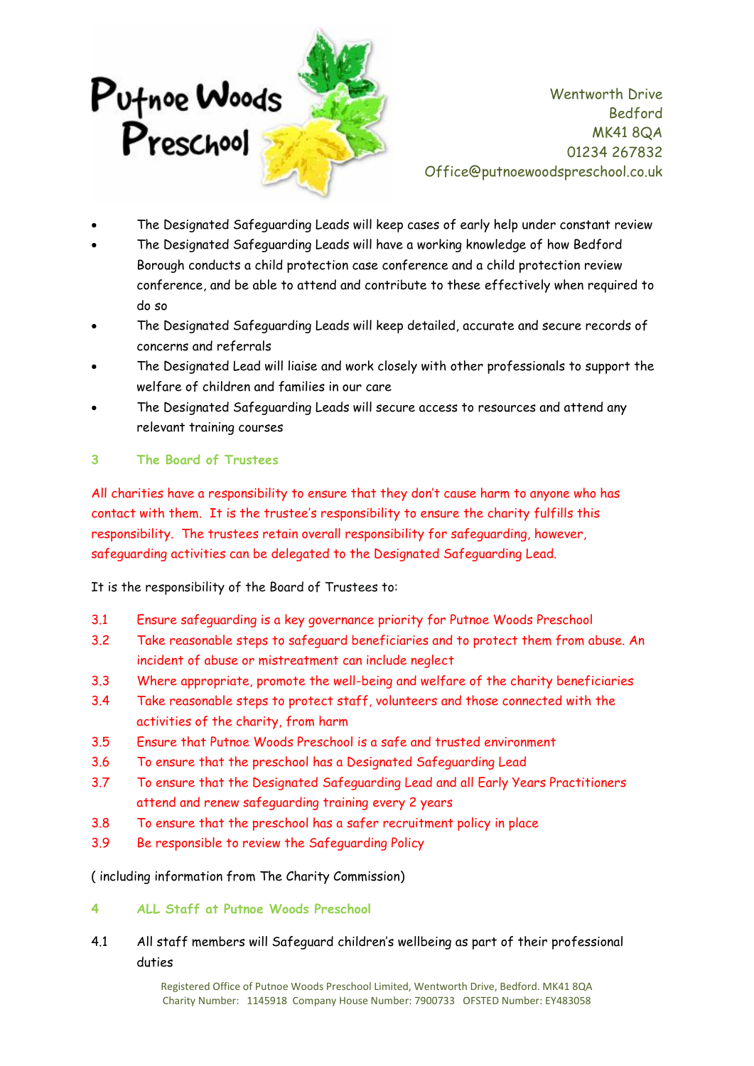- The Designated Safeguarding Leads will keep cases of early help under constant review
- The Designated Safeguarding Leads will have a working knowledge of how Bedford Borough conducts a child protection case conference and a child protection review conference, and be able to attend and contribute to these effectively when required to do so
- The Designated Safeguarding Leads will keep detailed, accurate and secure records of concerns and referrals
- The Designated Lead will liaise and work closely with other professionals to support the welfare of children and families in our care
- The Designated Safeguarding Leads will secure access to resources and attend any relevant training courses

## 3 The Board of Trustees

All charities have a responsibility to ensure that they don't cause harm to anyone who has contact with them. It is the trustee's responsibility to ensure the charity fulfills this responsibility. The trustees retain overall responsibility for safeguarding, however, safeguarding activities can be delegated to the Designated Safeguarding Lead.

It is the responsibility of the Board of Trustees to:

3.1 Ensure safeguarding is a key governance priority for Putnoe Woods Preschool

3.2 Take reasonable steps to safeguard beneficiaries and to protect them from abuse. An incident of abuse or mistreatment can include neglect

3.3 Where appropriate, promote the well-being and welfare of the charity beneficiaries

3.4 Take reasonable steps to protect staff, volunteers and those connected with the activities of the charity, from harm

3.5 Ensure that Putnoe Woods Preschool is a safe and trusted environment

3.6 To ensure that the preschool has a Designated Safeguarding Lead

3.7 To ensure that the Designated Safeguarding Lead and all Early Years Practitioners attend and renew safeguarding training every 2 years

3.8 To ensure that the preschool has a safer recruitment policy in place

3.9 Be responsible to review the Safeguarding Policy

( including information from The Charity Commission)

## 4 ALL Staff at Putnoe Woods Preschool

4.1 All staff members will Safeguard children's wellbeing as part of their professional duties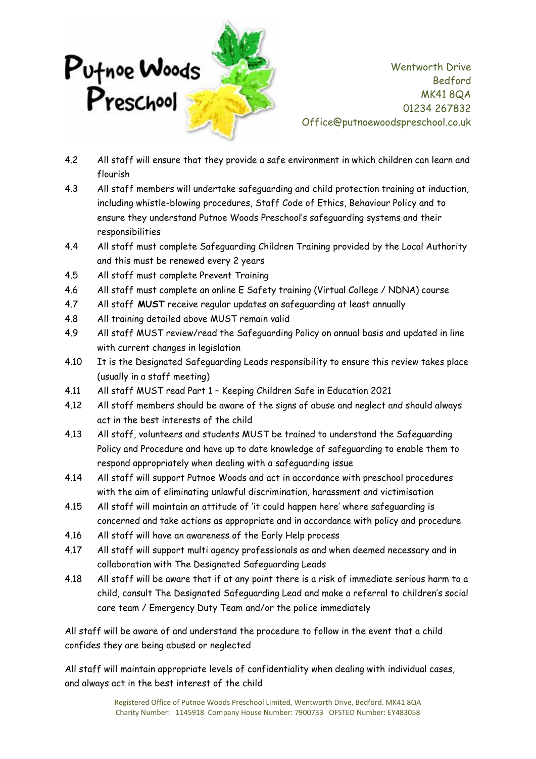4.2 All staff will ensure that they provide a safe environment in which children can learn and flourish

4.3 All staff members will undertake safeguarding and child protection training at induction, including whistle-blowing procedures, Staff Code of Ethics, Behaviour Policy and to ensure they understand Putnoe Woods Preschool's safeguarding systems and their responsibilities

4.4 All staff must complete Safeguarding Children Training provided by the Local Authority and this must be renewed every 2 years

4.5 All staff must complete Prevent Training

4.6 All staff must complete an online E Safety training (Virtual College / NDNA) course

4.7 All staff **MUST** receive regular updates on safeguarding at least annually

4.8 All training detailed above MUST remain valid

4.9 All staff MUST review/read the Safeguarding Policy on annual basis and updated in line with current changes in legislation

4.10 It is the Designated Safeguarding Leads responsibility to ensure this review takes place (usually in a staff meeting)

4.11 All staff MUST read Part 1 – Keeping Children Safe in Education 2021

4.12 All staff members should be aware of the signs of abuse and neglect and should always act in the best interests of the child

4.13 All staff, volunteers and students MUST be trained to understand the Safeguarding Policy and Procedure and have up to date knowledge of safeguarding to enable them to respond appropriately when dealing with a safeguarding issue

4.14 All staff will support Putnoe Woods and act in accordance with preschool procedures with the aim of eliminating unlawful discrimination, harassment and victimisation

4.15 All staff will maintain an attitude of 'it could happen here' where safeguarding is concerned and take actions as appropriate and in accordance with policy and procedure

4.16 All staff will have an awareness of the Early Help process

4.17 All staff will support multi agency professionals as and when deemed necessary and in collaboration with The Designated Safeguarding Leads

4.18 All staff will be aware that if at any point there is a risk of immediate serious harm to a child, consult The Designated Safeguarding Lead and make a referral to children's social care team / Emergency Duty Team and/or the police immediately

All staff will be aware of and understand the procedure to follow in the event that a child confides they are being abused or neglected

All staff will maintain appropriate levels of confidentiality when dealing with individual cases, and always act in the best interest of the child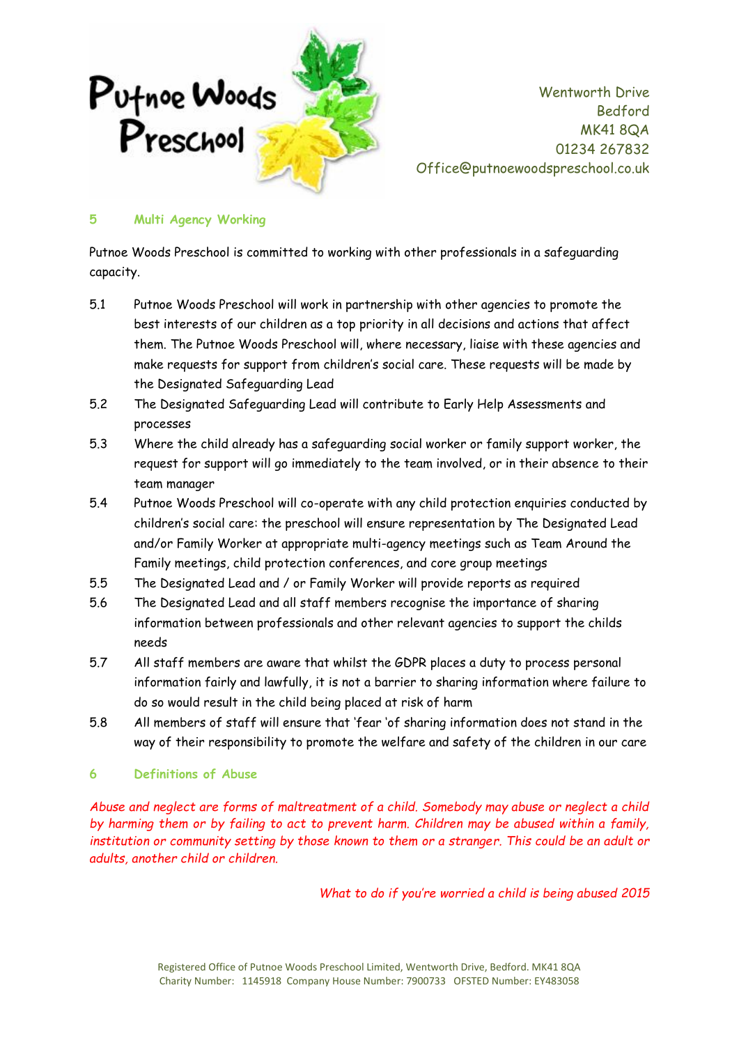## 5 Multi Agency Working

Putnoe Woods Preschool is committed to working with other professionals in a safeguarding capacity.

5.1 Putnoe Woods Preschool will work in partnership with other agencies to promote the best interests of our children as a top priority in all decisions and actions that affect them. The Putnoe Woods Preschool will, where necessary, liaise with these agencies and make requests for support from children's social care. These requests will be made by the Designated Safeguarding Lead

5.2 The Designated Safeguarding Lead will contribute to Early Help Assessments and processes

5.3 Where the child already has a safeguarding social worker or family support worker, the request for support will go immediately to the team involved, or in their absence to their team manager

5.4 Putnoe Woods Preschool will co-operate with any child protection enquiries conducted by children's social care: the preschool will ensure representation by The Designated Lead and/or Family Worker at appropriate multi-agency meetings such as Team Around the Family meetings, child protection conferences, and core group meetings

5.5 The Designated Lead and / or Family Worker will provide reports as required

5.6 The Designated Lead and all staff members recognise the importance of sharing information between professionals and other relevant agencies to support the childs needs

5.7 All staff members are aware that whilst the GDPR places a duty to process personal information fairly and lawfully, it is not a barrier to sharing information where failure to do so would result in the child being placed at risk of harm

5.8 All members of staff will ensure that 'fear 'of sharing information does not stand in the way of their responsibility to promote the welfare and safety of the children in our care

## 6 Definitions of Abuse

*Abuse and neglect are forms of maltreatment of a child. Somebody may abuse or neglect a child by harming them or by failing to act to prevent harm. Children may be abused within a family, institution or community setting by those known to them or a stranger. This could be an adult or adults, another child or children.*

*What to do if you're worried a child is being abused 2015*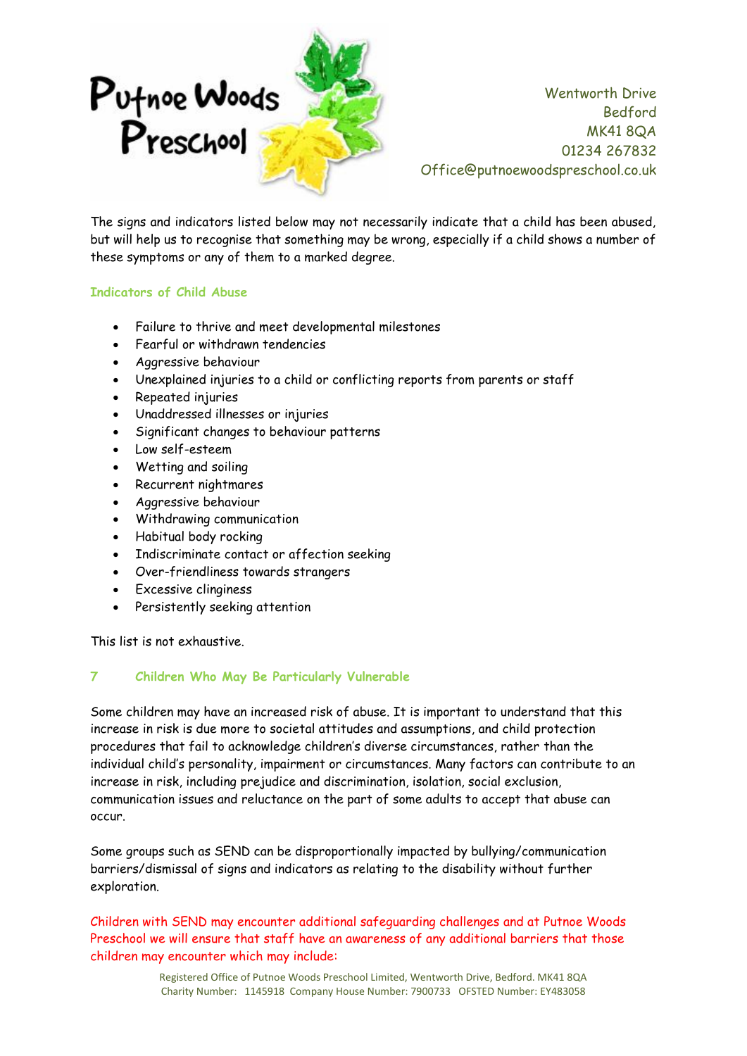The signs and indicators listed below may not necessarily indicate that a child has been abused, but will help us to recognise that something may be wrong, especially if a child shows a number of these symptoms or any of them to a marked degree.

### Indicators of Child Abuse

- Failure to thrive and meet developmental milestones
- Fearful or withdrawn tendencies
- Aggressive behaviour
- Unexplained injuries to a child or conflicting reports from parents or staff
- Repeated injuries
- Unaddressed illnesses or injuries
- Significant changes to behaviour patterns
- Low self-esteem
- Wetting and soiling
- Recurrent nightmares
- Aggressive behaviour
- Withdrawing communication
- Habitual body rocking
- Indiscriminate contact or affection seeking
- Over-friendliness towards strangers
- Excessive clinginess
- Persistently seeking attention

This list is not exhaustive.

## 7 Children Who May Be Particularly Vulnerable

Some children may have an increased risk of abuse. It is important to understand that this increase in risk is due more to societal attitudes and assumptions, and child protection procedures that fail to acknowledge children's diverse circumstances, rather than the individual child's personality, impairment or circumstances. Many factors can contribute to an increase in risk, including prejudice and discrimination, isolation, social exclusion, communication issues and reluctance on the part of some adults to accept that abuse can occur.

Some groups such as SEND can be disproportionally impacted by bullying/communication barriers/dismissal of signs and indicators as relating to the disability without further exploration.

Children with SEND may encounter additional safeguarding challenges and at Putnoe Woods Preschool we will ensure that staff have an awareness of any additional barriers that those children may encounter which may include: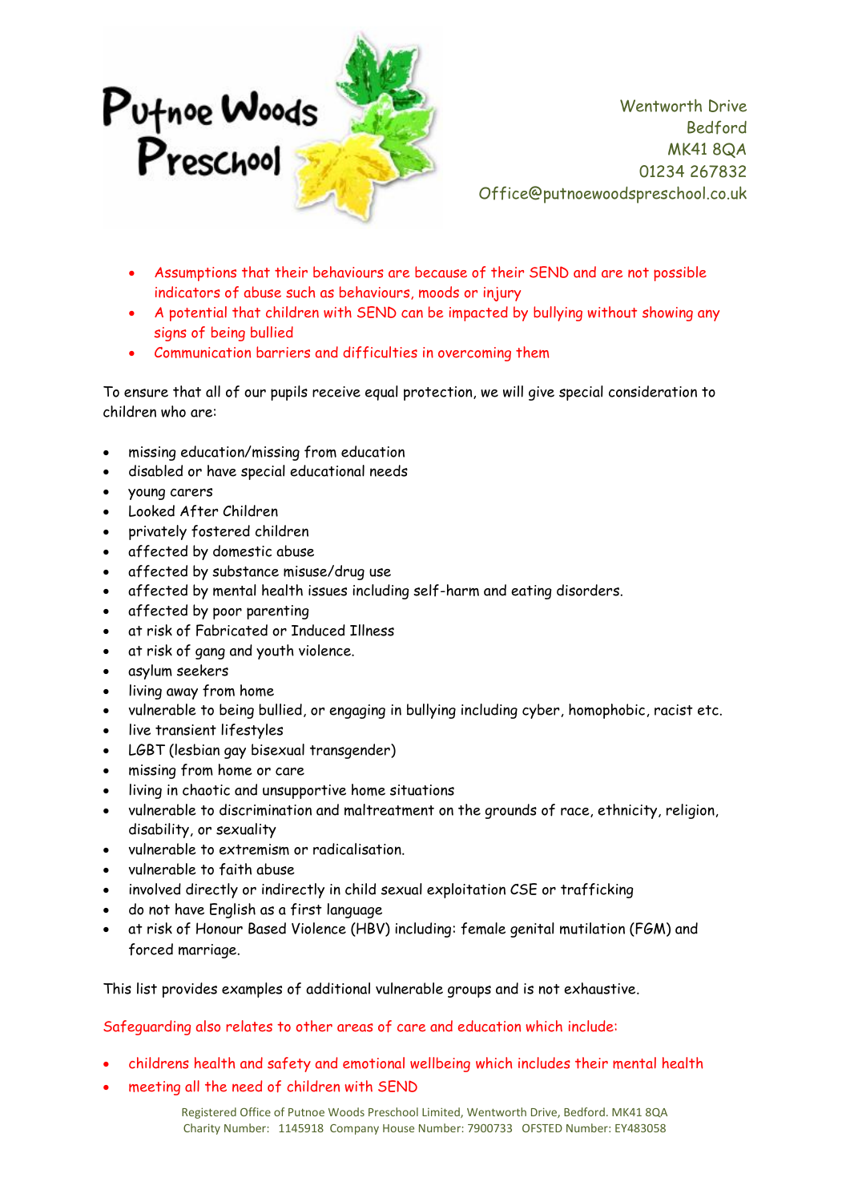- Assumptions that their behaviours are because of their SEND and are not possible indicators of abuse such as behaviours, moods or injury
- A potential that children with SEND can be impacted by bullying without showing any signs of being bullied
- Communication barriers and difficulties in overcoming them

To ensure that all of our pupils receive equal protection, we will give special consideration to children who are:

- missing education/missing from education
- disabled or have special educational needs
- young carers
- Looked After Children
- privately fostered children
- affected by domestic abuse
- affected by substance misuse/drug use
- affected by mental health issues including self-harm and eating disorders.
- affected by poor parenting
- at risk of Fabricated or Induced Illness
- at risk of gang and youth violence.
- asylum seekers
- living away from home
- vulnerable to being bullied, or engaging in bullying including cyber, homophobic, racist etc.
- live transient lifestyles
- LGBT (lesbian gay bisexual transgender)
- missing from home or care
- living in chaotic and unsupportive home situations
- vulnerable to discrimination and maltreatment on the grounds of race, ethnicity, religion, disability, or sexuality
- vulnerable to extremism or radicalisation.
- vulnerable to faith abuse
- involved directly or indirectly in child sexual exploitation CSE or trafficking
- do not have English as a first language
- at risk of Honour Based Violence (HBV) including: female genital mutilation (FGM) and forced marriage.

This list provides examples of additional vulnerable groups and is not exhaustive.

Safeguarding also relates to other areas of care and education which include:

- childrens health and safety and emotional wellbeing which includes their mental health
- meeting all the need of children with SEND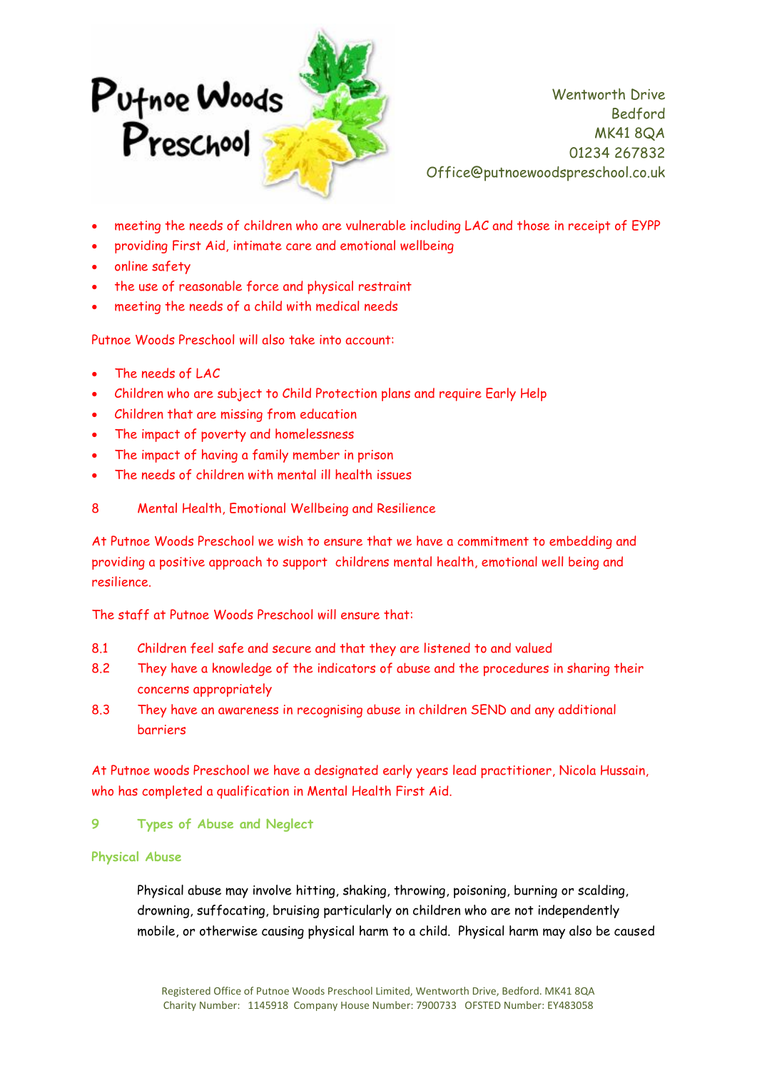- meeting the needs of children who are vulnerable including LAC and those in receipt of EYPP
- providing First Aid, intimate care and emotional wellbeing
- online safety
- the use of reasonable force and physical restraint
- meeting the needs of a child with medical needs

Putnoe Woods Preschool will also take into account:

- The needs of LAC
- Children who are subject to Child Protection plans and require Early Help
- Children that are missing from education
- The impact of poverty and homelessness
- The impact of having a family member in prison
- The needs of children with mental ill health issues

## 8 Mental Health, Emotional Wellbeing and Resilience

At Putnoe Woods Preschool we wish to ensure that we have a commitment to embedding and providing a positive approach to support childrens mental health, emotional well being and resilience.

The staff at Putnoe Woods Preschool will ensure that:

8.1 Children feel safe and secure and that they are listened to and valued

8.2 They have a knowledge of the indicators of abuse and the procedures in sharing their concerns appropriately

8.3 They have an awareness in recognising abuse in children SEND and any additional barriers

At Putnoe woods Preschool we have a designated early years lead practitioner, Nicola Hussain, who has completed a qualification in Mental Health First Aid.

## 9 Types of Abuse and Neglect

### Physical Abuse

Physical abuse may involve hitting, shaking, throwing, poisoning, burning or scalding, drowning, suffocating, bruising particularly on children who are not independently mobile, or otherwise causing physical harm to a child. Physical harm may also be caused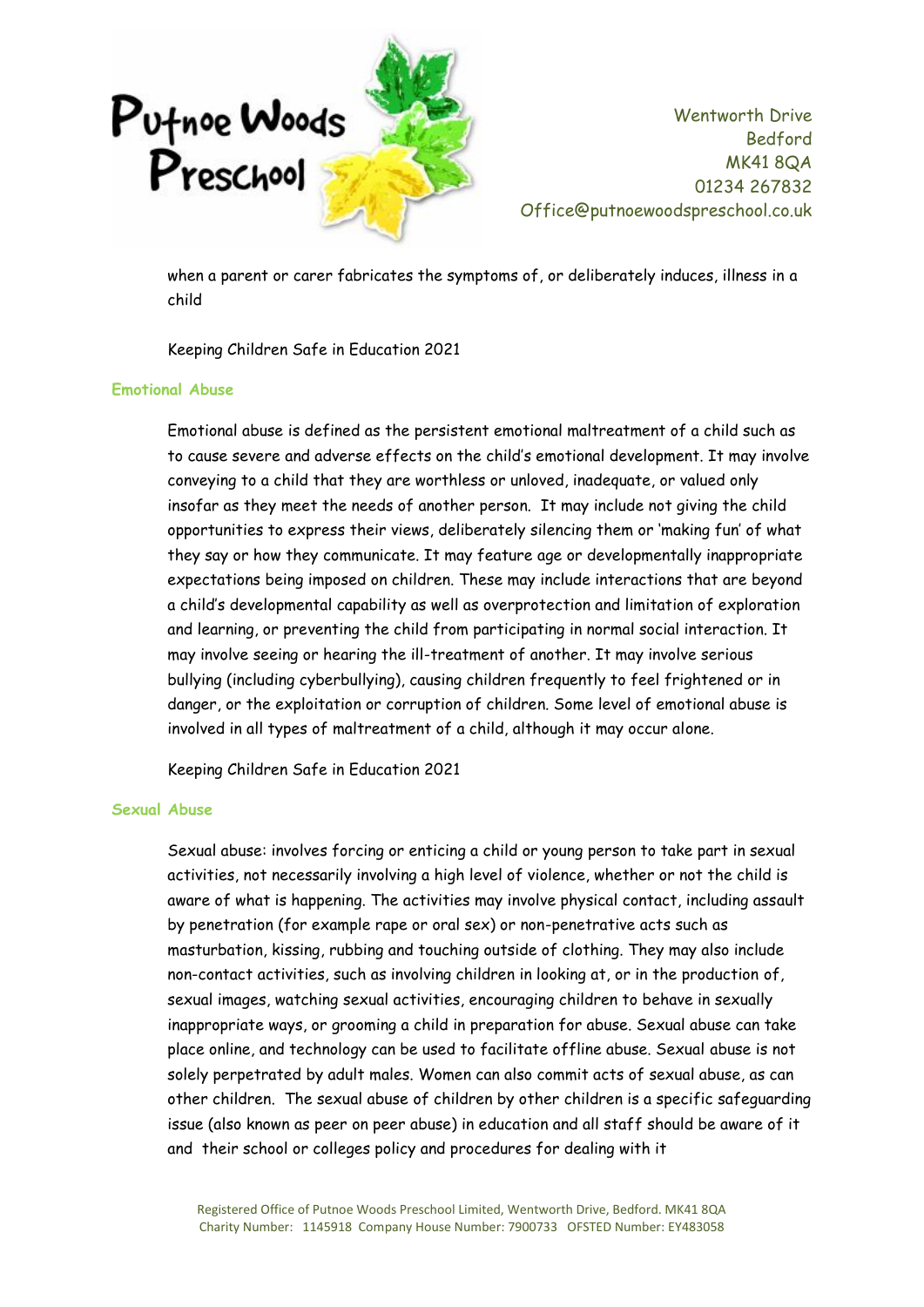when a parent or carer fabricates the symptoms of, or deliberately induces, illness in a child

Keeping Children Safe in Education 2021

### Emotional Abuse

Emotional abuse is defined as the persistent emotional maltreatment of a child such as to cause severe and adverse effects on the child's emotional development. It may involve conveying to a child that they are worthless or unloved, inadequate, or valued only insofar as they meet the needs of another person. It may include not giving the child opportunities to express their views, deliberately silencing them or 'making fun' of what they say or how they communicate. It may feature age or developmentally inappropriate expectations being imposed on children. These may include interactions that are beyond a child's developmental capability as well as overprotection and limitation of exploration and learning, or preventing the child from participating in normal social interaction. It may involve seeing or hearing the ill-treatment of another. It may involve serious bullying (including cyberbullying), causing children frequently to feel frightened or in danger, or the exploitation or corruption of children. Some level of emotional abuse is involved in all types of maltreatment of a child, although it may occur alone.

Keeping Children Safe in Education 2021

### Sexual Abuse

Sexual abuse: involves forcing or enticing a child or young person to take part in sexual activities, not necessarily involving a high level of violence, whether or not the child is aware of what is happening. The activities may involve physical contact, including assault by penetration (for example rape or oral sex) or non-penetrative acts such as masturbation, kissing, rubbing and touching outside of clothing. They may also include non-contact activities, such as involving children in looking at, or in the production of, sexual images, watching sexual activities, encouraging children to behave in sexually inappropriate ways, or grooming a child in preparation for abuse. Sexual abuse can take place online, and technology can be used to facilitate offline abuse. Sexual abuse is not solely perpetrated by adult males. Women can also commit acts of sexual abuse, as can other children. The sexual abuse of children by other children is a specific safeguarding issue (also known as peer on peer abuse) in education and all staff should be aware of it and their school or colleges policy and procedures for dealing with it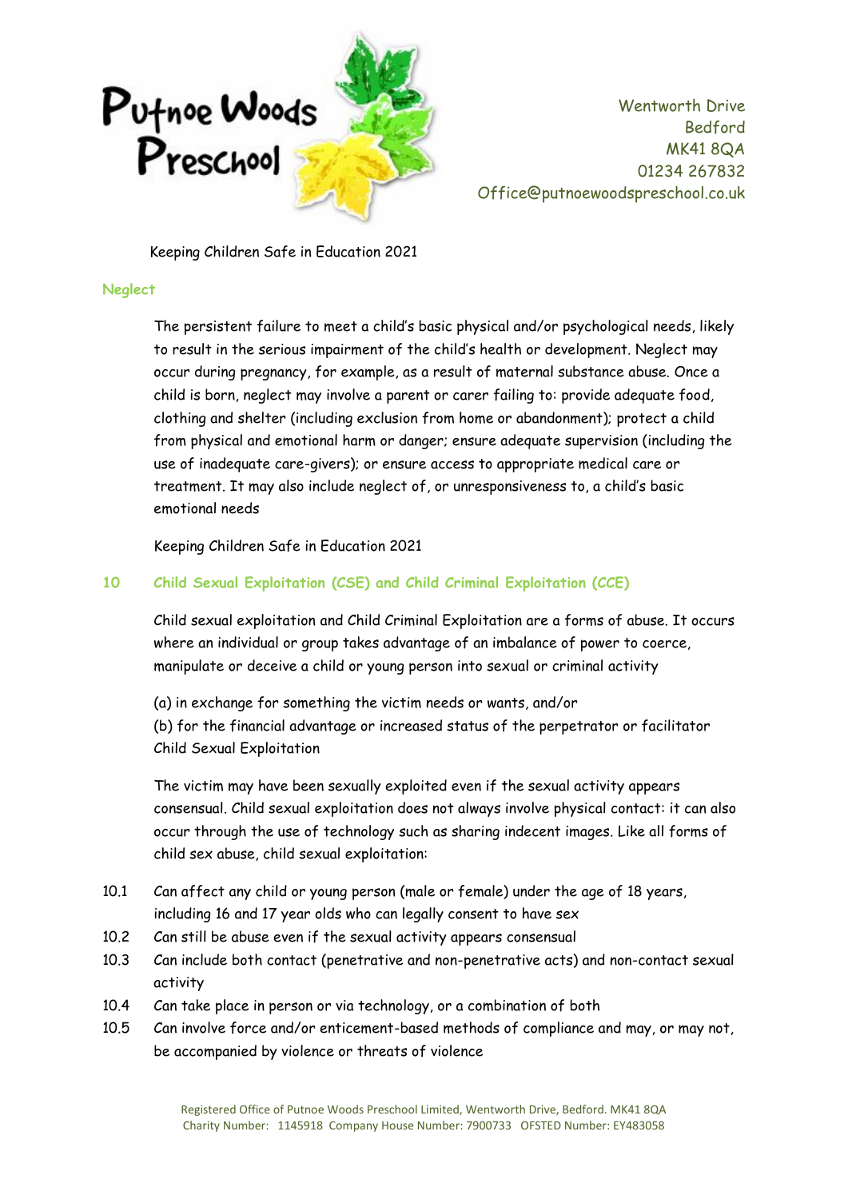Keeping Children Safe in Education 2021

**Neglect**

The persistent failure to meet a child's basic physical and/or psychological needs, likely to result in the serious impairment of the child's health or development. Neglect may occur during pregnancy, for example, as a result of maternal substance abuse. Once a child is born, neglect may involve a parent or carer failing to: provide adequate food, clothing and shelter (including exclusion from home or abandonment); protect a child from physical and emotional harm or danger; ensure adequate supervision (including the use of inadequate care-givers); or ensure access to appropriate medical care or treatment. It may also include neglect of, or unresponsiveness to, a child's basic emotional needs

Keeping Children Safe in Education 2021

## 10 Child Sexual Exploitation (CSE) and Child Criminal Exploitation (CCE)

Child sexual exploitation and Child Criminal Exploitation are a forms of abuse. It occurs where an individual or group takes advantage of an imbalance of power to coerce, manipulate or deceive a child or young person into sexual or criminal activity

(a) in exchange for something the victim needs or wants, and/or
(b) for the financial advantage or increased status of the perpetrator or facilitator
Child Sexual Exploitation

The victim may have been sexually exploited even if the sexual activity appears consensual. Child sexual exploitation does not always involve physical contact: it can also occur through the use of technology such as sharing indecent images. Like all forms of child sex abuse, child sexual exploitation:

10.1 Can affect any child or young person (male or female) under the age of 18 years, including 16 and 17 year olds who can legally consent to have sex

10.2 Can still be abuse even if the sexual activity appears consensual

10.3 Can include both contact (penetrative and non-penetrative acts) and non-contact sexual activity

10.4 Can take place in person or via technology, or a combination of both

10.5 Can involve force and/or enticement-based methods of compliance and may, or may not, be accompanied by violence or threats of violence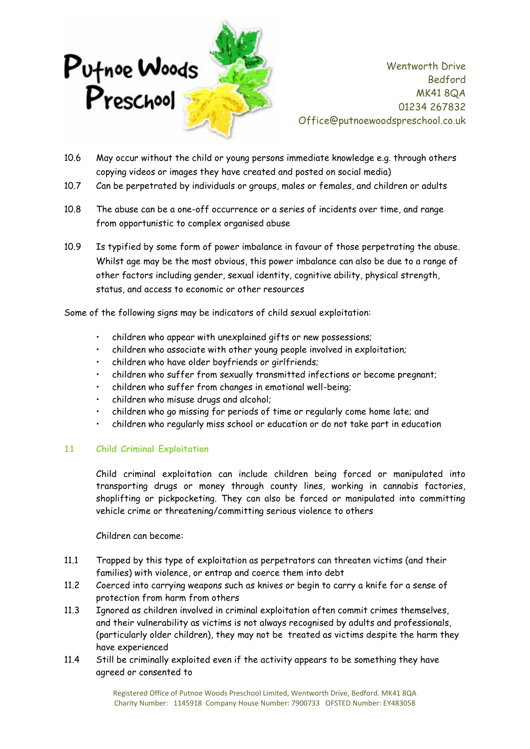10.6 May occur without the child or young persons immediate knowledge e.g. through others copying videos or images they have created and posted on social media)

10.7 Can be perpetrated by individuals or groups, males or females, and children or adults

10.8 The abuse can be a one-off occurrence or a series of incidents over time, and range from opportunistic to complex organised abuse

10.9 Is typified by some form of power imbalance in favour of those perpetrating the abuse. Whilst age may be the most obvious, this power imbalance can also be due to a range of other factors including gender, sexual identity, cognitive ability, physical strength, status, and access to economic or other resources

Some of the following signs may be indicators of child sexual exploitation:

- children who appear with unexplained gifts or new possessions;
- children who associate with other young people involved in exploitation;
- children who have older boyfriends or girlfriends;
- children who suffer from sexually transmitted infections or become pregnant;
- children who suffer from changes in emotional well-being;
- children who misuse drugs and alcohol;
- children who go missing for periods of time or regularly come home late; and
- children who regularly miss school or education or do not take part in education

## 11 Child Criminal Exploitation

Child criminal exploitation can include children being forced or manipulated into transporting drugs or money through county lines, working in cannabis factories, shoplifting or pickpocketing. They can also be forced or manipulated into committing vehicle crime or threatening/committing serious violence to others

Children can become:

11.1 Trapped by this type of exploitation as perpetrators can threaten victims (and their families) with violence, or entrap and coerce them into debt

11.2 Coerced into carrying weapons such as knives or begin to carry a knife for a sense of protection from harm from others

11.3 Ignored as children involved in criminal exploitation often commit crimes themselves, and their vulnerability as victims is not always recognised by adults and professionals, (particularly older children), they may not be treated as victims despite the harm they have experienced

11.4 Still be criminally exploited even if the activity appears to be something they have agreed or consented to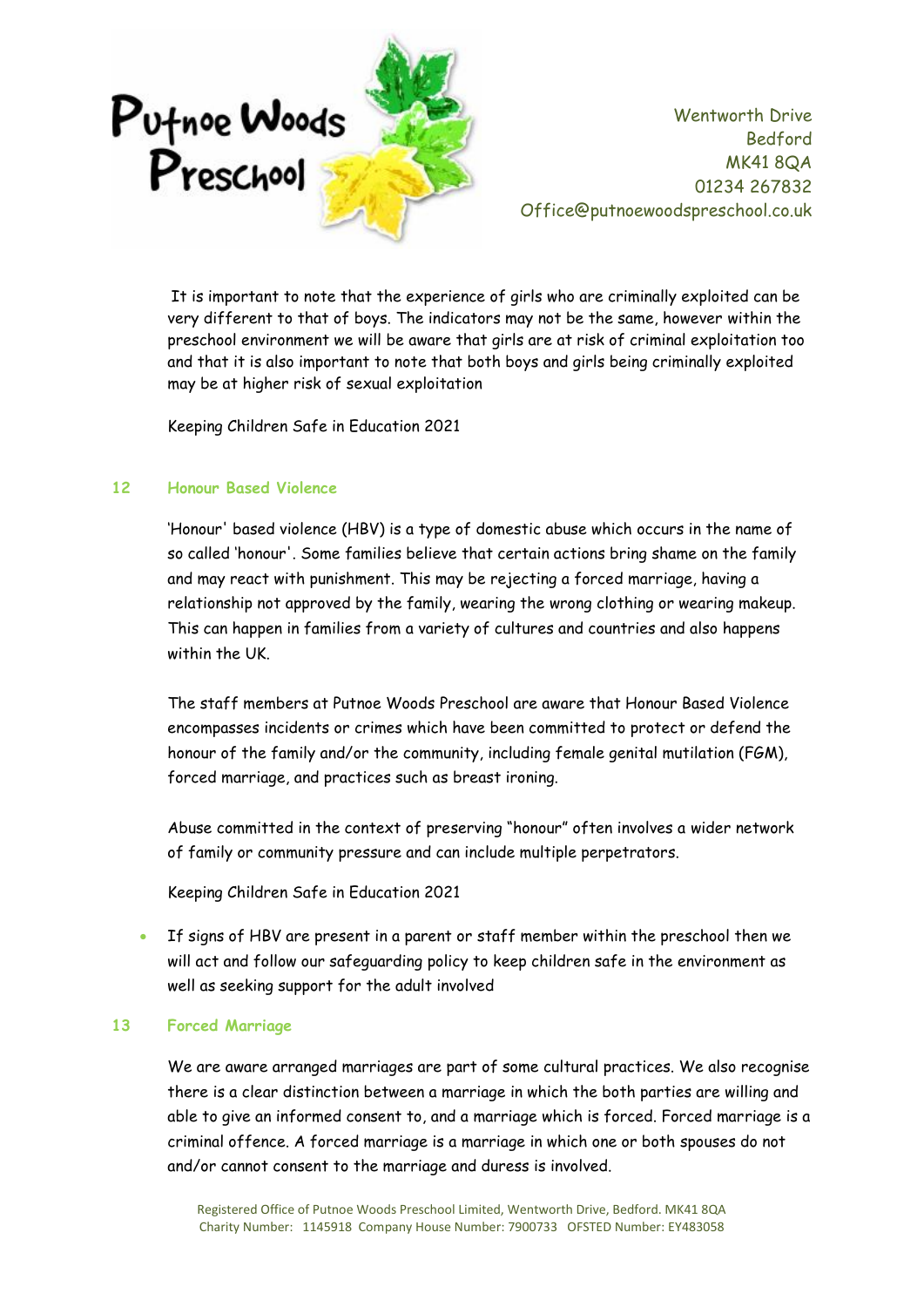It is important to note that the experience of girls who are criminally exploited can be very different to that of boys. The indicators may not be the same, however within the preschool environment we will be aware that girls are at risk of criminal exploitation too and that it is also important to note that both boys and girls being criminally exploited may be at higher risk of sexual exploitation

Keeping Children Safe in Education 2021

## 12 Honour Based Violence

'Honour' based violence (HBV) is a type of domestic abuse which occurs in the name of so called 'honour'. Some families believe that certain actions bring shame on the family and may react with punishment. This may be rejecting a forced marriage, having a relationship not approved by the family, wearing the wrong clothing or wearing makeup. This can happen in families from a variety of cultures and countries and also happens within the UK.

The staff members at Putnoe Woods Preschool are aware that Honour Based Violence encompasses incidents or crimes which have been committed to protect or defend the honour of the family and/or the community, including female genital mutilation (FGM), forced marriage, and practices such as breast ironing.

Abuse committed in the context of preserving "honour" often involves a wider network of family or community pressure and can include multiple perpetrators.

Keeping Children Safe in Education 2021

- If signs of HBV are present in a parent or staff member within the preschool then we will act and follow our safeguarding policy to keep children safe in the environment as well as seeking support for the adult involved

## 13 Forced Marriage

We are aware arranged marriages are part of some cultural practices. We also recognise there is a clear distinction between a marriage in which the both parties are willing and able to give an informed consent to, and a marriage which is forced. Forced marriage is a criminal offence. A forced marriage is a marriage in which one or both spouses do not and/or cannot consent to the marriage and duress is involved.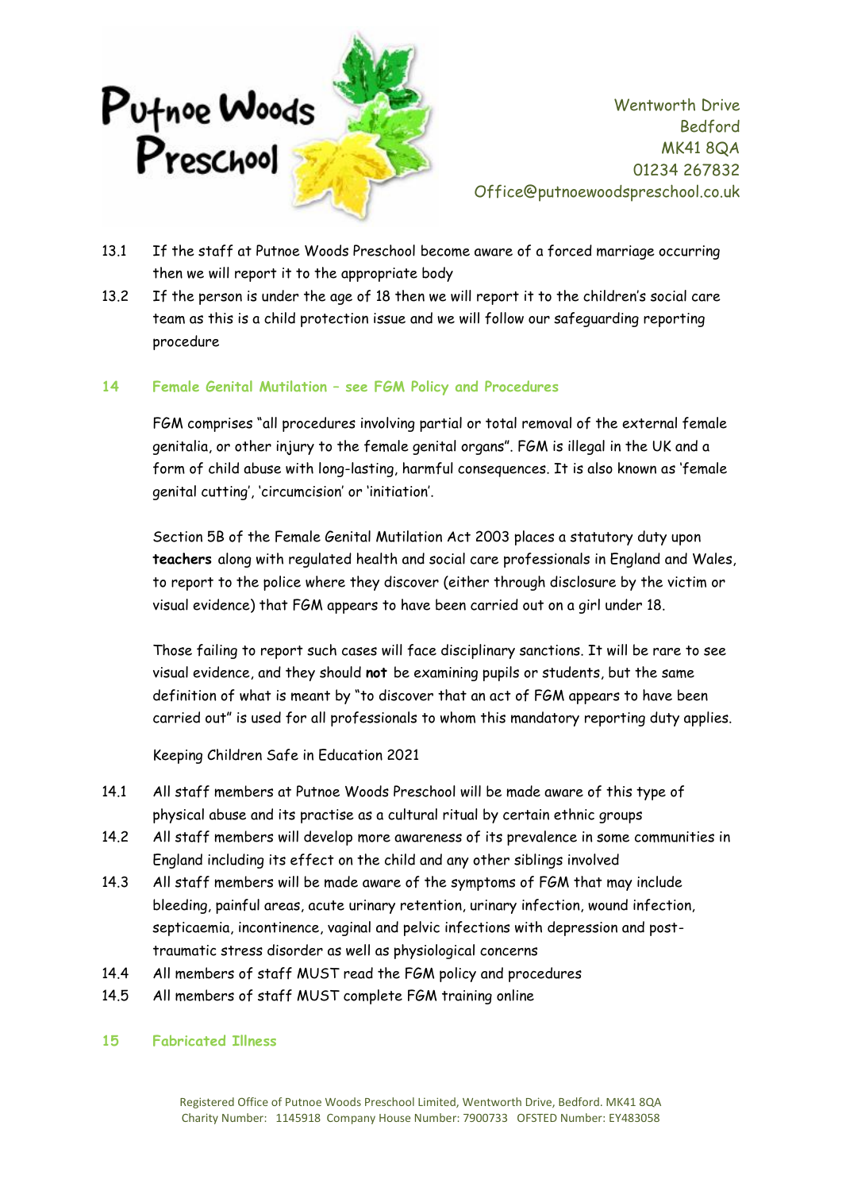13.1 If the staff at Putnoe Woods Preschool become aware of a forced marriage occurring then we will report it to the appropriate body

13.2 If the person is under the age of 18 then we will report it to the children's social care team as this is a child protection issue and we will follow our safeguarding reporting procedure

## 14 Female Genital Mutilation – see FGM Policy and Procedures

FGM comprises "all procedures involving partial or total removal of the external female genitalia, or other injury to the female genital organs". FGM is illegal in the UK and a form of child abuse with long-lasting, harmful consequences. It is also known as 'female genital cutting', 'circumcision' or 'initiation'.

Section 5B of the Female Genital Mutilation Act 2003 places a statutory duty upon **teachers** along with regulated health and social care professionals in England and Wales, to report to the police where they discover (either through disclosure by the victim or visual evidence) that FGM appears to have been carried out on a girl under 18.

Those failing to report such cases will face disciplinary sanctions. It will be rare to see visual evidence, and they should **not** be examining pupils or students, but the same definition of what is meant by "to discover that an act of FGM appears to have been carried out" is used for all professionals to whom this mandatory reporting duty applies.

Keeping Children Safe in Education 2021

14.1 All staff members at Putnoe Woods Preschool will be made aware of this type of physical abuse and its practise as a cultural ritual by certain ethnic groups

14.2 All staff members will develop more awareness of its prevalence in some communities in England including its effect on the child and any other siblings involved

14.3 All staff members will be made aware of the symptoms of FGM that may include bleeding, painful areas, acute urinary retention, urinary infection, wound infection, septicaemia, incontinence, vaginal and pelvic infections with depression and post-traumatic stress disorder as well as physiological concerns

14.4 All members of staff MUST read the FGM policy and procedures

14.5 All members of staff MUST complete FGM training online

## 15 Fabricated Illness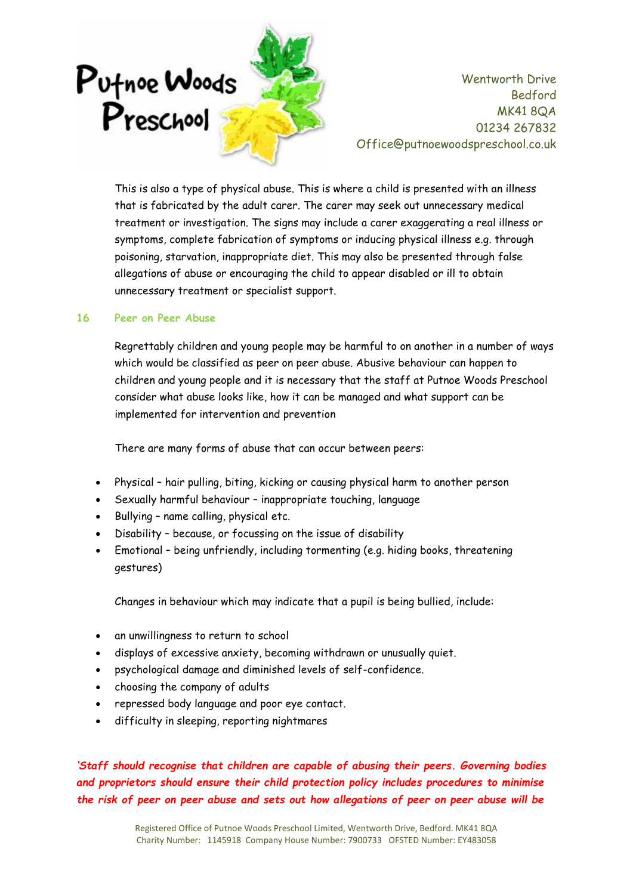This is also a type of physical abuse. This is where a child is presented with an illness that is fabricated by the adult carer. The carer may seek out unnecessary medical treatment or investigation. The signs may include a carer exaggerating a real illness or symptoms, complete fabrication of symptoms or inducing physical illness e.g. through poisoning, starvation, inappropriate diet. This may also be presented through false allegations of abuse or encouraging the child to appear disabled or ill to obtain unnecessary treatment or specialist support.

## 16 Peer on Peer Abuse

Regrettably children and young people may be harmful to on another in a number of ways which would be classified as peer on peer abuse. Abusive behaviour can happen to children and young people and it is necessary that the staff at Putnoe Woods Preschool consider what abuse looks like, how it can be managed and what support can be implemented for intervention and prevention

There are many forms of abuse that can occur between peers:

- Physical – hair pulling, biting, kicking or causing physical harm to another person
- Sexually harmful behaviour – inappropriate touching, language
- Bullying – name calling, physical etc.
- Disability – because, or focussing on the issue of disability
- Emotional – being unfriendly, including tormenting (e.g. hiding books, threatening gestures)

Changes in behaviour which may indicate that a pupil is being bullied, include:

- an unwillingness to return to school
- displays of excessive anxiety, becoming withdrawn or unusually quiet.
- psychological damage and diminished levels of self-confidence.
- choosing the company of adults
- repressed body language and poor eye contact.
- difficulty in sleeping, reporting nightmares

***'Staff should recognise that children are capable of abusing their peers. Governing bodies and proprietors should ensure their child protection policy includes procedures to minimise the risk of peer on peer abuse and sets out how allegations of peer on peer abuse will be***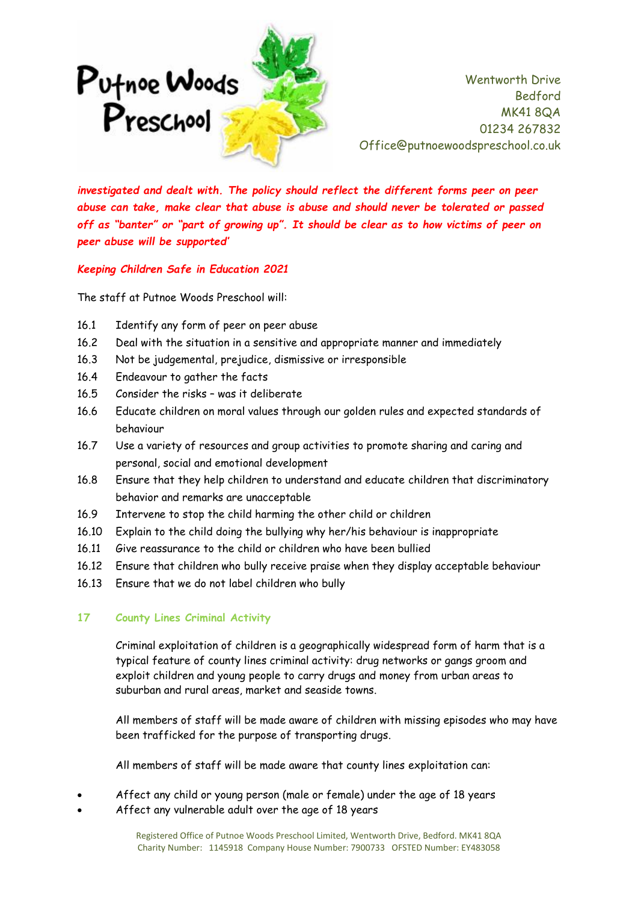***investigated and dealt with. The policy should reflect the different forms peer on peer abuse can take, make clear that abuse is abuse and should never be tolerated or passed off as "banter" or "part of growing up". It should be clear as to how victims of peer on peer abuse will be supported'***

***Keeping Children Safe in Education 2021***

The staff at Putnoe Woods Preschool will:

16.1 Identify any form of peer on peer abuse

16.2 Deal with the situation in a sensitive and appropriate manner and immediately

16.3 Not be judgemental, prejudice, dismissive or irresponsible

16.4 Endeavour to gather the facts

16.5 Consider the risks – was it deliberate

16.6 Educate children on moral values through our golden rules and expected standards of behaviour

16.7 Use a variety of resources and group activities to promote sharing and caring and personal, social and emotional development

16.8 Ensure that they help children to understand and educate children that discriminatory behavior and remarks are unacceptable

16.9 Intervene to stop the child harming the other child or children

16.10 Explain to the child doing the bullying why her/his behaviour is inappropriate

16.11 Give reassurance to the child or children who have been bullied

16.12 Ensure that children who bully receive praise when they display acceptable behaviour

16.13 Ensure that we do not label children who bully

## 17 County Lines Criminal Activity

Criminal exploitation of children is a geographically widespread form of harm that is a typical feature of county lines criminal activity: drug networks or gangs groom and exploit children and young people to carry drugs and money from urban areas to suburban and rural areas, market and seaside towns.

All members of staff will be made aware of children with missing episodes who may have been trafficked for the purpose of transporting drugs.

All members of staff will be made aware that county lines exploitation can:

- Affect any child or young person (male or female) under the age of 18 years
- Affect any vulnerable adult over the age of 18 years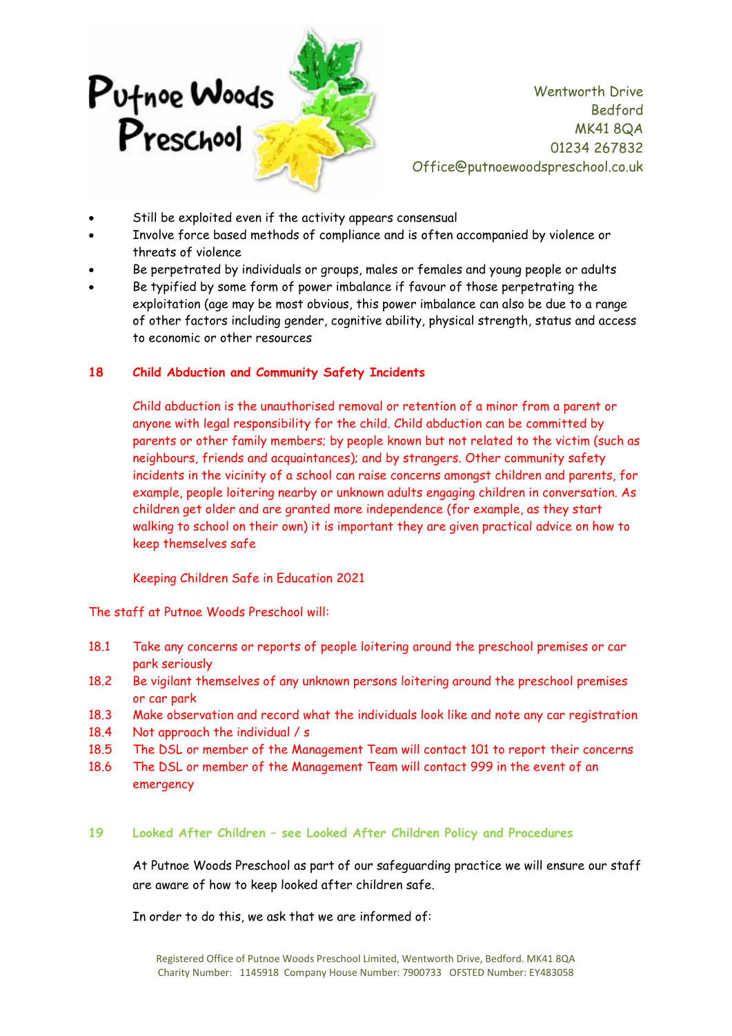- Still be exploited even if the activity appears consensual
- Involve force based methods of compliance and is often accompanied by violence or threats of violence
- Be perpetrated by individuals or groups, males or females and young people or adults
- Be typified by some form of power imbalance if favour of those perpetrating the exploitation (age may be most obvious, this power imbalance can also be due to a range of other factors including gender, cognitive ability, physical strength, status and access to economic or other resources

## 18 Child Abduction and Community Safety Incidents

Child abduction is the unauthorised removal or retention of a minor from a parent or anyone with legal responsibility for the child. Child abduction can be committed by parents or other family members; by people known but not related to the victim (such as neighbours, friends and acquaintances); and by strangers. Other community safety incidents in the vicinity of a school can raise concerns amongst children and parents, for example, people loitering nearby or unknown adults engaging children in conversation. As children get older and are granted more independence (for example, as they start walking to school on their own) it is important they are given practical advice on how to keep themselves safe

Keeping Children Safe in Education 2021

The staff at Putnoe Woods Preschool will:

18.1 Take any concerns or reports of people loitering around the preschool premises or car park seriously

18.2 Be vigilant themselves of any unknown persons loitering around the preschool premises or car park

18.3 Make observation and record what the individuals look like and note any car registration

18.4 Not approach the individual / s

18.5 The DSL or member of the Management Team will contact 101 to report their concerns

18.6 The DSL or member of the Management Team will contact 999 in the event of an emergency

## 19 Looked After Children – see Looked After Children Policy and Procedures

At Putnoe Woods Preschool as part of our safeguarding practice we will ensure our staff are aware of how to keep looked after children safe.

In order to do this, we ask that we are informed of: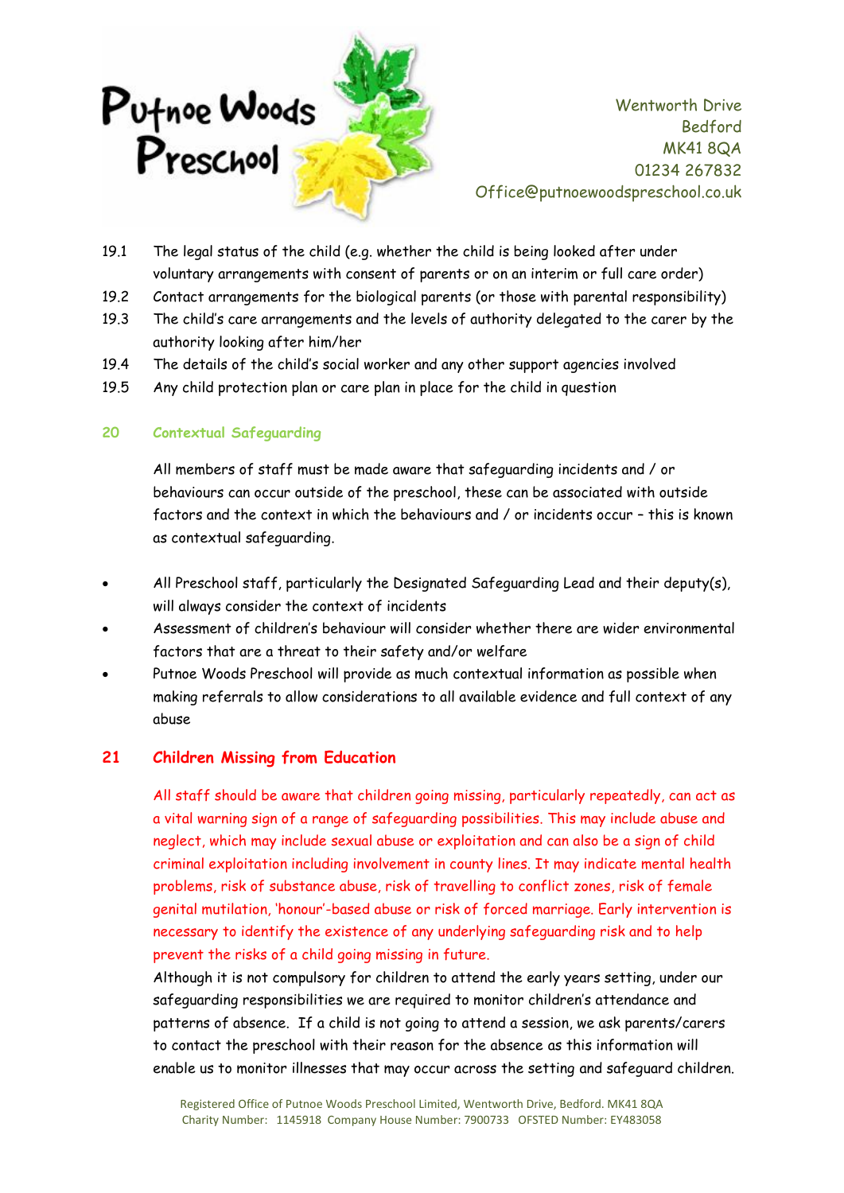19.1 The legal status of the child (e.g. whether the child is being looked after under voluntary arrangements with consent of parents or on an interim or full care order)

19.2 Contact arrangements for the biological parents (or those with parental responsibility)

19.3 The child's care arrangements and the levels of authority delegated to the carer by the authority looking after him/her

19.4 The details of the child's social worker and any other support agencies involved

19.5 Any child protection plan or care plan in place for the child in question

## 20 Contextual Safeguarding

All members of staff must be made aware that safeguarding incidents and / or behaviours can occur outside of the preschool, these can be associated with outside factors and the context in which the behaviours and / or incidents occur – this is known as contextual safeguarding.

- All Preschool staff, particularly the Designated Safeguarding Lead and their deputy(s), will always consider the context of incidents
- Assessment of children's behaviour will consider whether there are wider environmental factors that are a threat to their safety and/or welfare
- Putnoe Woods Preschool will provide as much contextual information as possible when making referrals to allow considerations to all available evidence and full context of any abuse

## 21 Children Missing from Education

All staff should be aware that children going missing, particularly repeatedly, can act as a vital warning sign of a range of safeguarding possibilities. This may include abuse and neglect, which may include sexual abuse or exploitation and can also be a sign of child criminal exploitation including involvement in county lines. It may indicate mental health problems, risk of substance abuse, risk of travelling to conflict zones, risk of female genital mutilation, 'honour'-based abuse or risk of forced marriage. Early intervention is necessary to identify the existence of any underlying safeguarding risk and to help prevent the risks of a child going missing in future.

Although it is not compulsory for children to attend the early years setting, under our safeguarding responsibilities we are required to monitor children's attendance and patterns of absence. If a child is not going to attend a session, we ask parents/carers to contact the preschool with their reason for the absence as this information will enable us to monitor illnesses that may occur across the setting and safeguard children.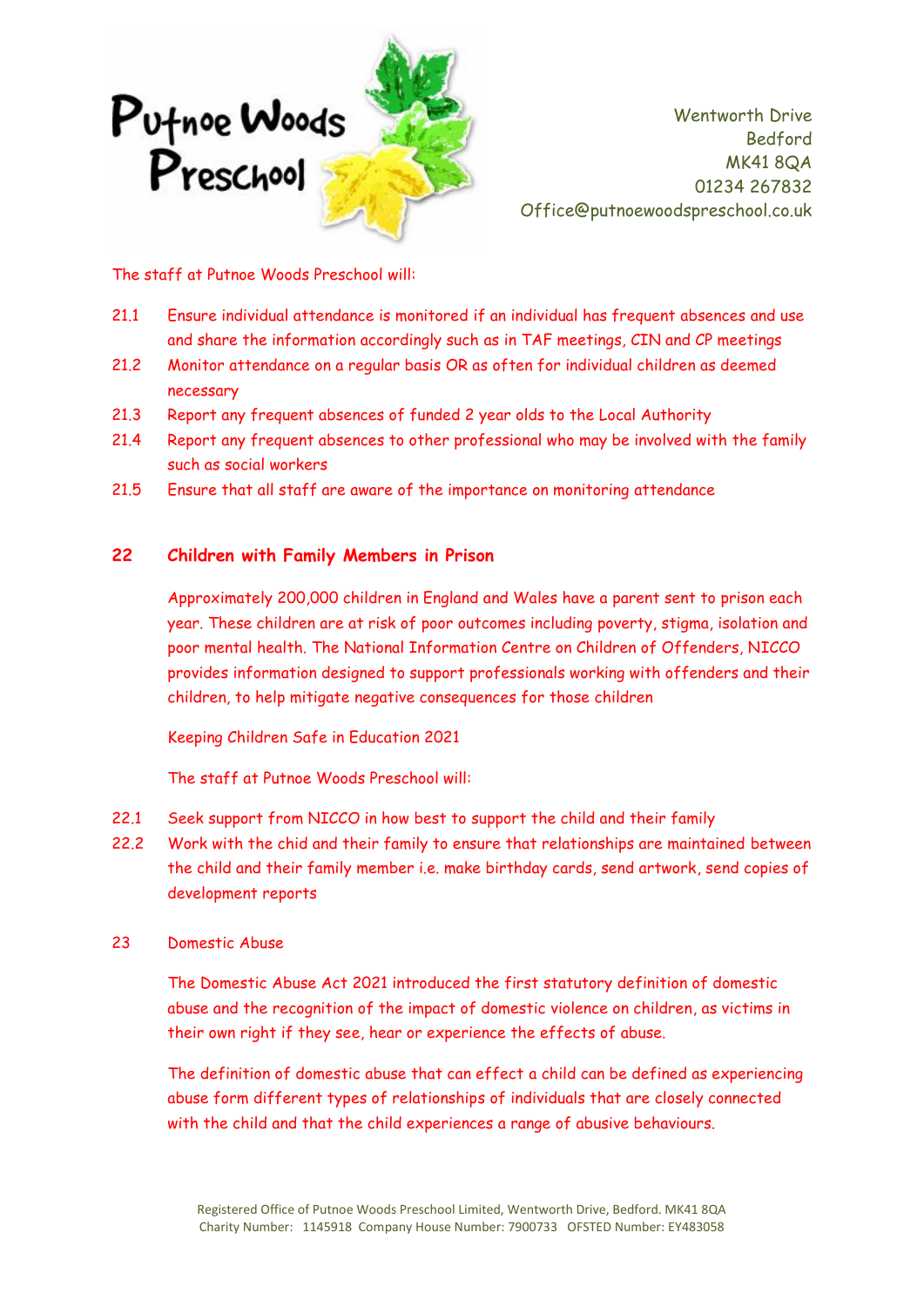The staff at Putnoe Woods Preschool will:

21.1 Ensure individual attendance is monitored if an individual has frequent absences and use and share the information accordingly such as in TAF meetings, CIN and CP meetings

21.2 Monitor attendance on a regular basis OR as often for individual children as deemed necessary

21.3 Report any frequent absences of funded 2 year olds to the Local Authority

21.4 Report any frequent absences to other professional who may be involved with the family such as social workers

21.5 Ensure that all staff are aware of the importance on monitoring attendance

## 22 Children with Family Members in Prison

Approximately 200,000 children in England and Wales have a parent sent to prison each year. These children are at risk of poor outcomes including poverty, stigma, isolation and poor mental health. The National Information Centre on Children of Offenders, NICCO provides information designed to support professionals working with offenders and their children, to help mitigate negative consequences for those children

Keeping Children Safe in Education 2021

The staff at Putnoe Woods Preschool will:

22.1 Seek support from NICCO in how best to support the child and their family

22.2 Work with the chid and their family to ensure that relationships are maintained between the child and their family member i.e. make birthday cards, send artwork, send copies of development reports

## 23 Domestic Abuse

The Domestic Abuse Act 2021 introduced the first statutory definition of domestic abuse and the recognition of the impact of domestic violence on children, as victims in their own right if they see, hear or experience the effects of abuse.

The definition of domestic abuse that can effect a child can be defined as experiencing abuse form different types of relationships of individuals that are closely connected with the child and that the child experiences a range of abusive behaviours.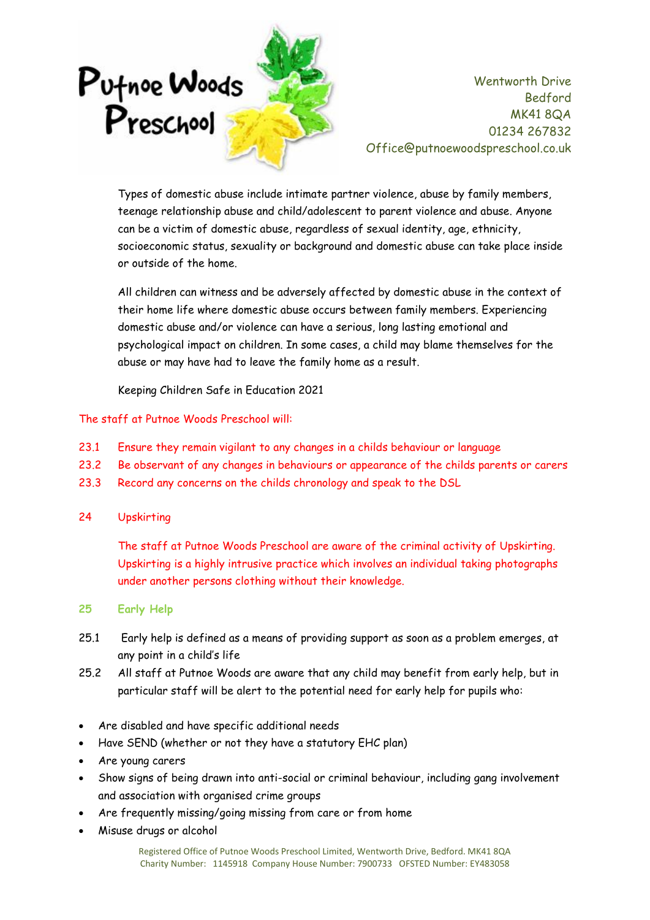Types of domestic abuse include intimate partner violence, abuse by family members, teenage relationship abuse and child/adolescent to parent violence and abuse. Anyone can be a victim of domestic abuse, regardless of sexual identity, age, ethnicity, socioeconomic status, sexuality or background and domestic abuse can take place inside or outside of the home.

All children can witness and be adversely affected by domestic abuse in the context of their home life where domestic abuse occurs between family members. Experiencing domestic abuse and/or violence can have a serious, long lasting emotional and psychological impact on children. In some cases, a child may blame themselves for the abuse or may have had to leave the family home as a result.

Keeping Children Safe in Education 2021

The staff at Putnoe Woods Preschool will:

23.1 Ensure they remain vigilant to any changes in a childs behaviour or language

23.2 Be observant of any changes in behaviours or appearance of the childs parents or carers

23.3 Record any concerns on the childs chronology and speak to the DSL

## 24 Upskirting

The staff at Putnoe Woods Preschool are aware of the criminal activity of Upskirting. Upskirting is a highly intrusive practice which involves an individual taking photographs under another persons clothing without their knowledge.

## 25 Early Help

25.1 Early help is defined as a means of providing support as soon as a problem emerges, at any point in a child's life

25.2 All staff at Putnoe Woods are aware that any child may benefit from early help, but in particular staff will be alert to the potential need for early help for pupils who:

- Are disabled and have specific additional needs
- Have SEND (whether or not they have a statutory EHC plan)
- Are young carers
- Show signs of being drawn into anti-social or criminal behaviour, including gang involvement and association with organised crime groups
- Are frequently missing/going missing from care or from home
- Misuse drugs or alcohol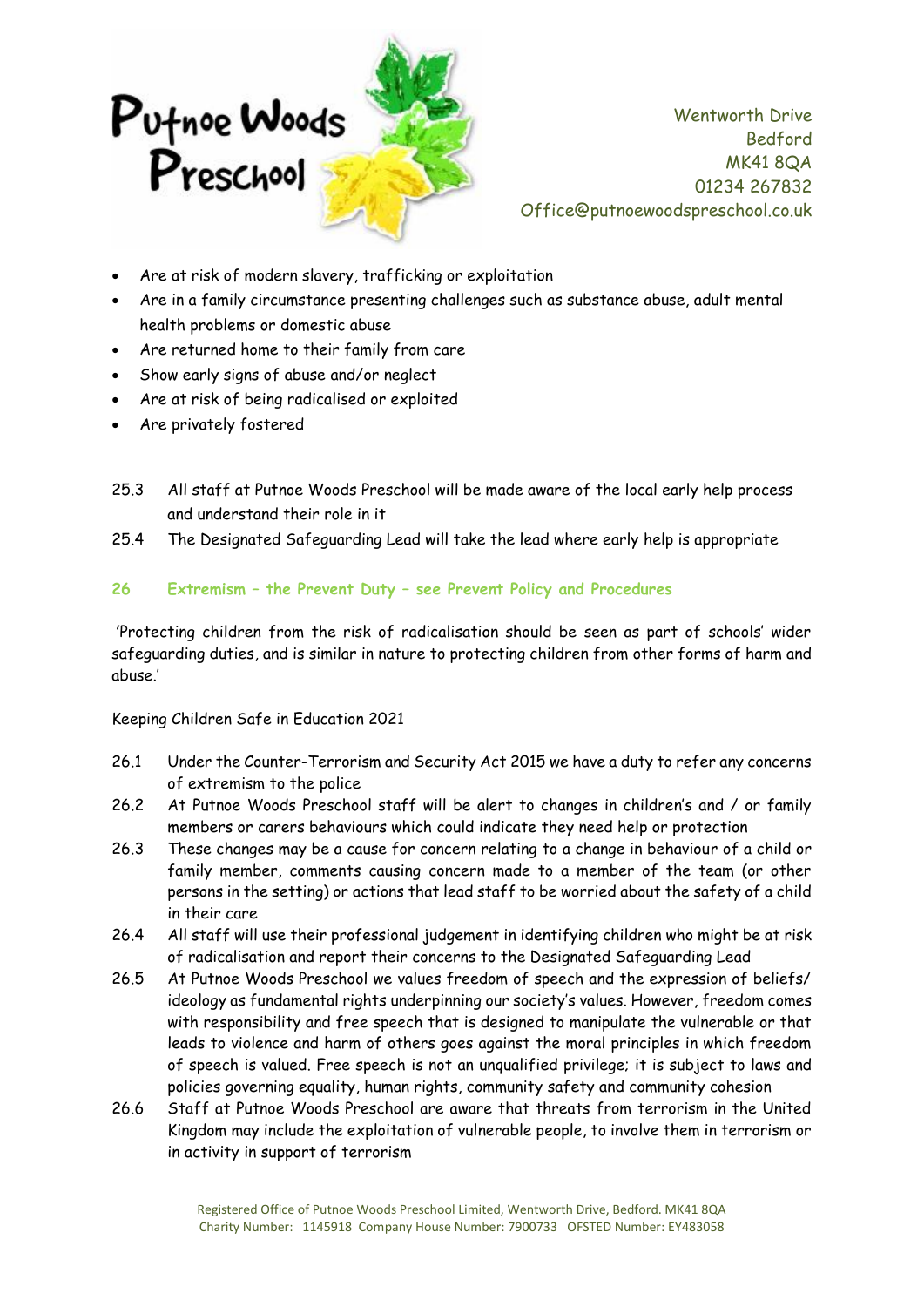- Are at risk of modern slavery, trafficking or exploitation
- Are in a family circumstance presenting challenges such as substance abuse, adult mental health problems or domestic abuse
- Are returned home to their family from care
- Show early signs of abuse and/or neglect
- Are at risk of being radicalised or exploited
- Are privately fostered

25.3 All staff at Putnoe Woods Preschool will be made aware of the local early help process and understand their role in it

25.4 The Designated Safeguarding Lead will take the lead where early help is appropriate

## 26 Extremism – the Prevent Duty – see Prevent Policy and Procedures

'Protecting children from the risk of radicalisation should be seen as part of schools' wider safeguarding duties, and is similar in nature to protecting children from other forms of harm and abuse.'

Keeping Children Safe in Education 2021

26.1 Under the Counter-Terrorism and Security Act 2015 we have a duty to refer any concerns of extremism to the police

26.2 At Putnoe Woods Preschool staff will be alert to changes in children's and / or family members or carers behaviours which could indicate they need help or protection

26.3 These changes may be a cause for concern relating to a change in behaviour of a child or family member, comments causing concern made to a member of the team (or other persons in the setting) or actions that lead staff to be worried about the safety of a child in their care

26.4 All staff will use their professional judgement in identifying children who might be at risk of radicalisation and report their concerns to the Designated Safeguarding Lead

26.5 At Putnoe Woods Preschool we values freedom of speech and the expression of beliefs/ ideology as fundamental rights underpinning our society's values. However, freedom comes with responsibility and free speech that is designed to manipulate the vulnerable or that leads to violence and harm of others goes against the moral principles in which freedom of speech is valued. Free speech is not an unqualified privilege; it is subject to laws and policies governing equality, human rights, community safety and community cohesion

26.6 Staff at Putnoe Woods Preschool are aware that threats from terrorism in the United Kingdom may include the exploitation of vulnerable people, to involve them in terrorism or in activity in support of terrorism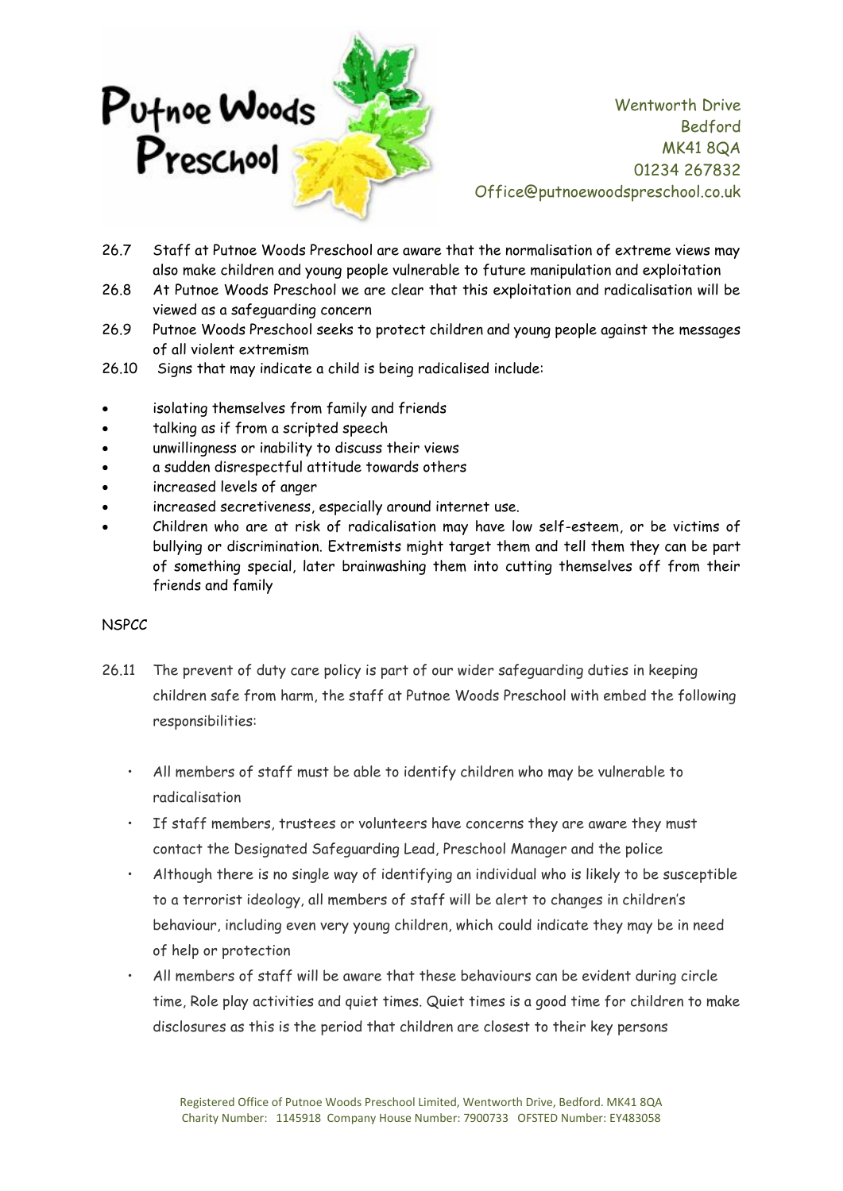26.7 Staff at Putnoe Woods Preschool are aware that the normalisation of extreme views may also make children and young people vulnerable to future manipulation and exploitation

26.8 At Putnoe Woods Preschool we are clear that this exploitation and radicalisation will be viewed as a safeguarding concern

26.9 Putnoe Woods Preschool seeks to protect children and young people against the messages of all violent extremism

26.10 Signs that may indicate a child is being radicalised include:

- isolating themselves from family and friends
- talking as if from a scripted speech
- unwillingness or inability to discuss their views
- a sudden disrespectful attitude towards others
- increased levels of anger
- increased secretiveness, especially around internet use.
- Children who are at risk of radicalisation may have low self-esteem, or be victims of bullying or discrimination. Extremists might target them and tell them they can be part of something special, later brainwashing them into cutting themselves off from their friends and family

NSPCC

26.11 The prevent of duty care policy is part of our wider safeguarding duties in keeping children safe from harm, the staff at Putnoe Woods Preschool with embed the following responsibilities:

- All members of staff must be able to identify children who may be vulnerable to radicalisation
- If staff members, trustees or volunteers have concerns they are aware they must contact the Designated Safeguarding Lead, Preschool Manager and the police
- Although there is no single way of identifying an individual who is likely to be susceptible to a terrorist ideology, all members of staff will be alert to changes in children's behaviour, including even very young children, which could indicate they may be in need of help or protection
- All members of staff will be aware that these behaviours can be evident during circle time, Role play activities and quiet times. Quiet times is a good time for children to make disclosures as this is the period that children are closest to their key persons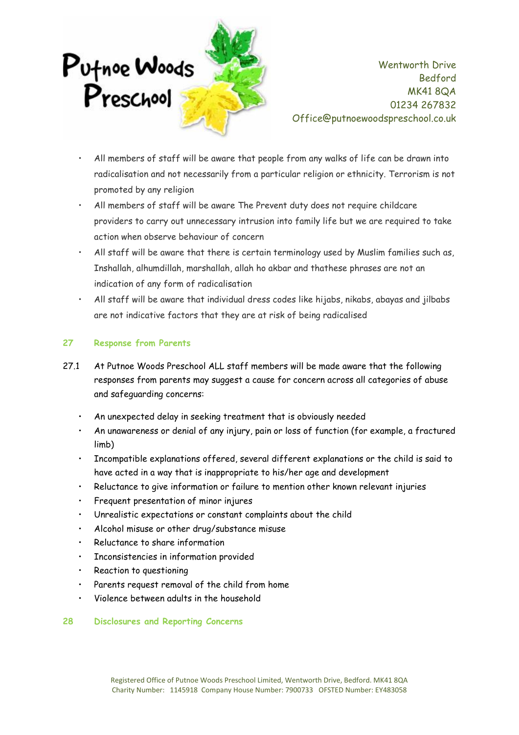- All members of staff will be aware that people from any walks of life can be drawn into radicalisation and not necessarily from a particular religion or ethnicity. Terrorism is not promoted by any religion
- All members of staff will be aware The Prevent duty does not require childcare providers to carry out unnecessary intrusion into family life but we are required to take action when observe behaviour of concern
- All staff will be aware that there is certain terminology used by Muslim families such as, Inshallah, alhumdillah, marshallah, allah ho akbar and thathese phrases are not an indication of any form of radicalisation
- All staff will be aware that individual dress codes like hijabs, nikabs, abayas and jilbabs are not indicative factors that they are at risk of being radicalised

## 27 Response from Parents

27.1 At Putnoe Woods Preschool ALL staff members will be made aware that the following responses from parents may suggest a cause for concern across all categories of abuse and safeguarding concerns:

- An unexpected delay in seeking treatment that is obviously needed
- An unawareness or denial of any injury, pain or loss of function (for example, a fractured limb)
- Incompatible explanations offered, several different explanations or the child is said to have acted in a way that is inappropriate to his/her age and development
- Reluctance to give information or failure to mention other known relevant injuries
- Frequent presentation of minor injures
- Unrealistic expectations or constant complaints about the child
- Alcohol misuse or other drug/substance misuse
- Reluctance to share information
- Inconsistencies in information provided
- Reaction to questioning
- Parents request removal of the child from home
- Violence between adults in the household

## 28 Disclosures and Reporting Concerns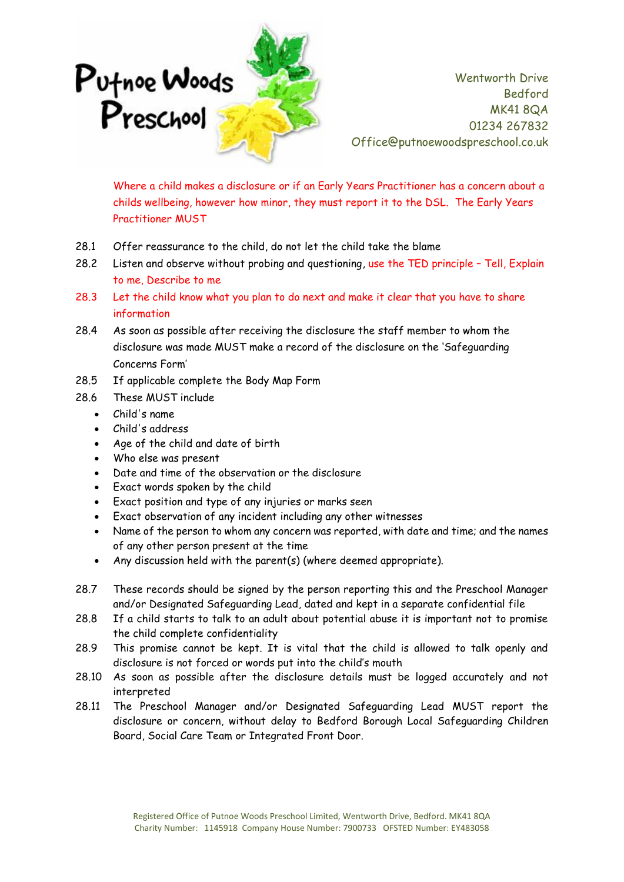Where a child makes a disclosure or if an Early Years Practitioner has a concern about a childs wellbeing, however how minor, they must report it to the DSL. The Early Years Practitioner MUST

28.1 Offer reassurance to the child, do not let the child take the blame

28.2 Listen and observe without probing and questioning, use the TED principle – Tell, Explain to me, Describe to me

28.3 Let the child know what you plan to do next and make it clear that you have to share information

28.4 As soon as possible after receiving the disclosure the staff member to whom the disclosure was made MUST make a record of the disclosure on the 'Safeguarding Concerns Form'

28.5 If applicable complete the Body Map Form

28.6 These MUST include

- Child's name
- Child's address
- Age of the child and date of birth
- Who else was present
- Date and time of the observation or the disclosure
- Exact words spoken by the child
- Exact position and type of any injuries or marks seen
- Exact observation of any incident including any other witnesses
- Name of the person to whom any concern was reported, with date and time; and the names of any other person present at the time
- Any discussion held with the parent(s) (where deemed appropriate).

28.7 These records should be signed by the person reporting this and the Preschool Manager and/or Designated Safeguarding Lead, dated and kept in a separate confidential file

28.8 If a child starts to talk to an adult about potential abuse it is important not to promise the child complete confidentiality

28.9 This promise cannot be kept. It is vital that the child is allowed to talk openly and disclosure is not forced or words put into the child's mouth

28.10 As soon as possible after the disclosure details must be logged accurately and not interpreted

28.11 The Preschool Manager and/or Designated Safeguarding Lead MUST report the disclosure or concern, without delay to Bedford Borough Local Safeguarding Children Board, Social Care Team or Integrated Front Door.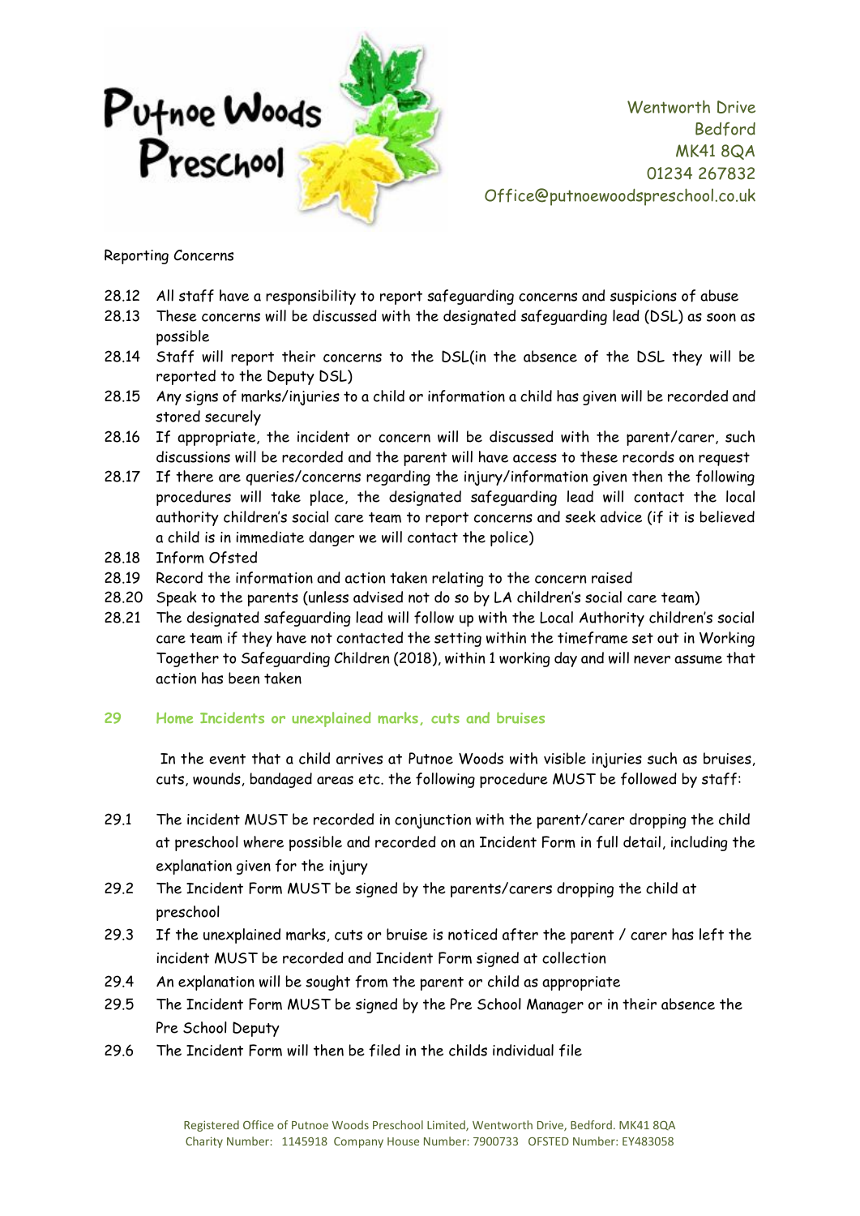Putnoe Woods Preschool

Wentworth Drive
Bedford
MK41 8QA
01234 267832
Office@putnoewoodspreschool.co.uk

Reporting Concerns

28.12 All staff have a responsibility to report safeguarding concerns and suspicions of abuse

28.13 These concerns will be discussed with the designated safeguarding lead (DSL) as soon as possible

28.14 Staff will report their concerns to the DSL(in the absence of the DSL they will be reported to the Deputy DSL)

28.15 Any signs of marks/injuries to a child or information a child has given will be recorded and stored securely

28.16 If appropriate, the incident or concern will be discussed with the parent/carer, such discussions will be recorded and the parent will have access to these records on request

28.17 If there are queries/concerns regarding the injury/information given then the following procedures will take place, the designated safeguarding lead will contact the local authority children's social care team to report concerns and seek advice (if it is believed a child is in immediate danger we will contact the police)

28.18 Inform Ofsted

28.19 Record the information and action taken relating to the concern raised

28.20 Speak to the parents (unless advised not do so by LA children's social care team)

28.21 The designated safeguarding lead will follow up with the Local Authority children's social care team if they have not contacted the setting within the timeframe set out in Working Together to Safeguarding Children (2018), within 1 working day and will never assume that action has been taken

## 29 Home Incidents or unexplained marks, cuts and bruises

In the event that a child arrives at Putnoe Woods with visible injuries such as bruises, cuts, wounds, bandaged areas etc. the following procedure MUST be followed by staff:

29.1 The incident MUST be recorded in conjunction with the parent/carer dropping the child at preschool where possible and recorded on an Incident Form in full detail, including the explanation given for the injury

29.2 The Incident Form MUST be signed by the parents/carers dropping the child at preschool

29.3 If the unexplained marks, cuts or bruise is noticed after the parent / carer has left the incident MUST be recorded and Incident Form signed at collection

29.4 An explanation will be sought from the parent or child as appropriate

29.5 The Incident Form MUST be signed by the Pre School Manager or in their absence the Pre School Deputy

29.6 The Incident Form will then be filed in the childs individual file

Registered Office of Putnoe Woods Preschool Limited, Wentworth Drive, Bedford. MK41 8QA
Charity Number: 1145918 Company House Number: 7900733 OFSTED Number: EY483058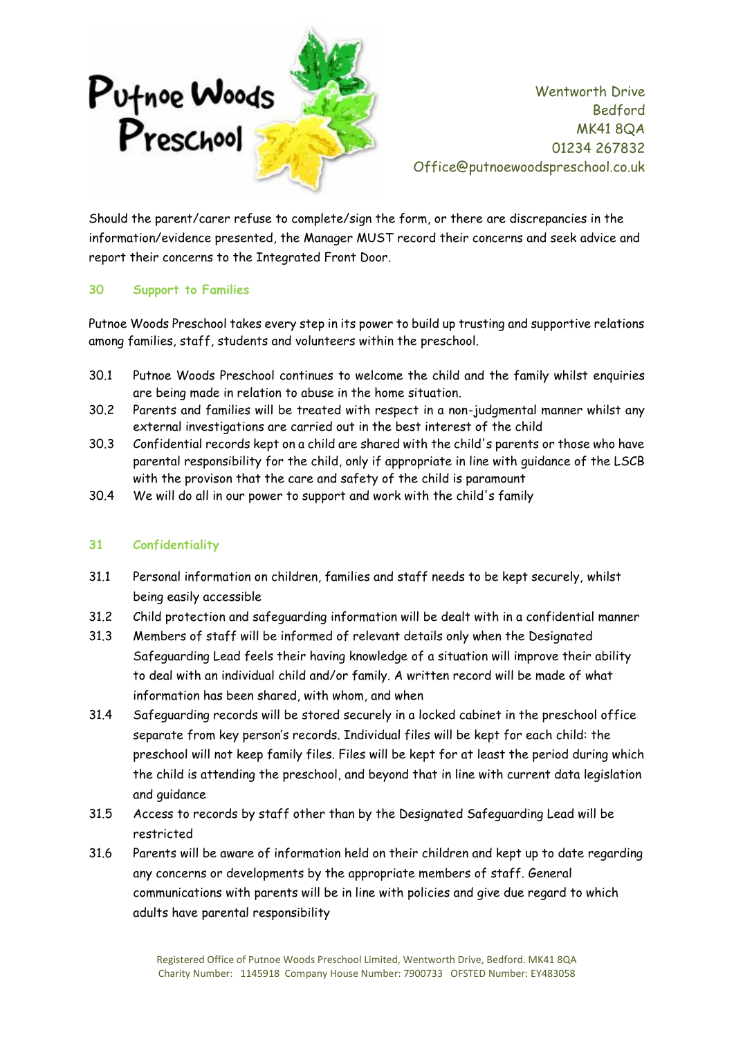Should the parent/carer refuse to complete/sign the form, or there are discrepancies in the information/evidence presented, the Manager MUST record their concerns and seek advice and report their concerns to the Integrated Front Door.

## 30 Support to Families

Putnoe Woods Preschool takes every step in its power to build up trusting and supportive relations among families, staff, students and volunteers within the preschool.

30.1 Putnoe Woods Preschool continues to welcome the child and the family whilst enquiries are being made in relation to abuse in the home situation.

30.2 Parents and families will be treated with respect in a non-judgmental manner whilst any external investigations are carried out in the best interest of the child

30.3 Confidential records kept on a child are shared with the child's parents or those who have parental responsibility for the child, only if appropriate in line with guidance of the LSCB with the provison that the care and safety of the child is paramount

30.4 We will do all in our power to support and work with the child's family

## 31 Confidentiality

31.1 Personal information on children, families and staff needs to be kept securely, whilst being easily accessible

31.2 Child protection and safeguarding information will be dealt with in a confidential manner

31.3 Members of staff will be informed of relevant details only when the Designated Safeguarding Lead feels their having knowledge of a situation will improve their ability to deal with an individual child and/or family. A written record will be made of what information has been shared, with whom, and when

31.4 Safeguarding records will be stored securely in a locked cabinet in the preschool office separate from key person's records. Individual files will be kept for each child: the preschool will not keep family files. Files will be kept for at least the period during which the child is attending the preschool, and beyond that in line with current data legislation and guidance

31.5 Access to records by staff other than by the Designated Safeguarding Lead will be restricted

31.6 Parents will be aware of information held on their children and kept up to date regarding any concerns or developments by the appropriate members of staff. General communications with parents will be in line with policies and give due regard to which adults have parental responsibility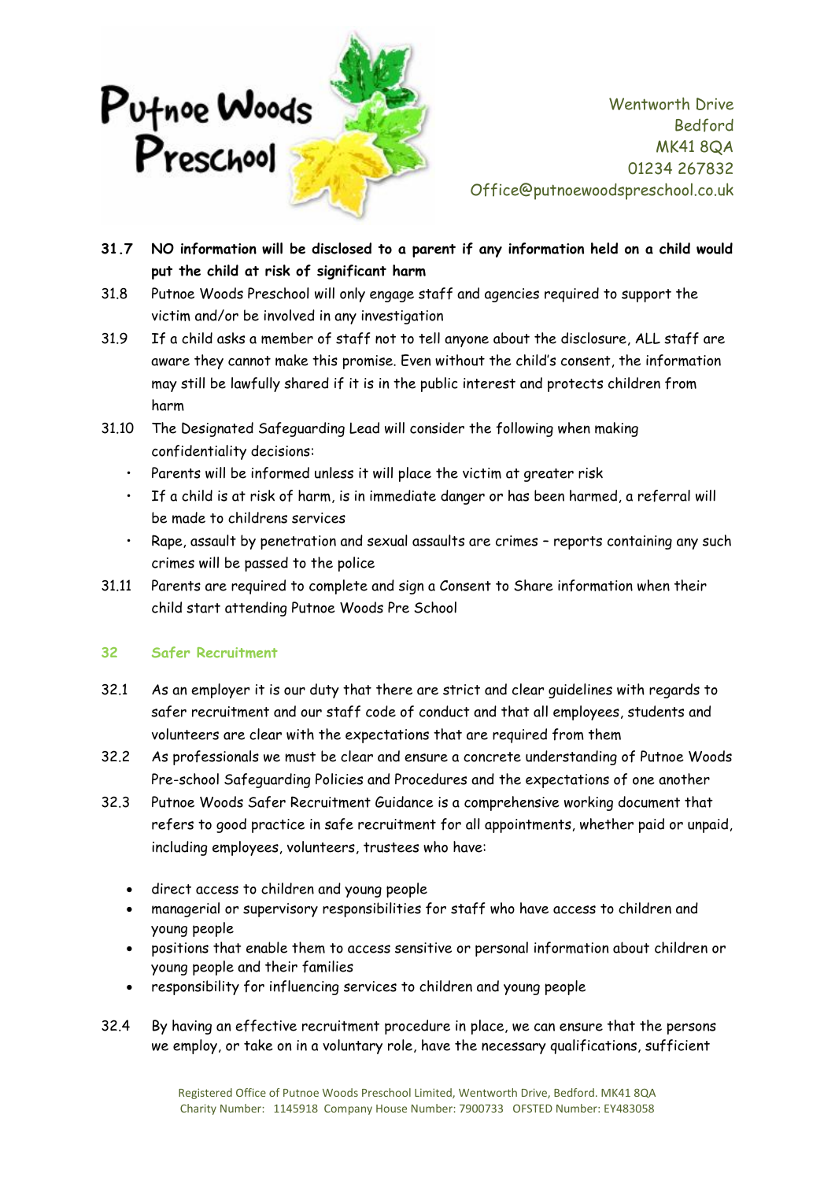**31.7 NO information will be disclosed to a parent if any information held on a child would put the child at risk of significant harm**

31.8 Putnoe Woods Preschool will only engage staff and agencies required to support the victim and/or be involved in any investigation

31.9 If a child asks a member of staff not to tell anyone about the disclosure, ALL staff are aware they cannot make this promise. Even without the child's consent, the information may still be lawfully shared if it is in the public interest and protects children from harm

31.10 The Designated Safeguarding Lead will consider the following when making confidentiality decisions:

- Parents will be informed unless it will place the victim at greater risk
- If a child is at risk of harm, is in immediate danger or has been harmed, a referral will be made to childrens services
- Rape, assault by penetration and sexual assaults are crimes – reports containing any such crimes will be passed to the police

31.11 Parents are required to complete and sign a Consent to Share information when their child start attending Putnoe Woods Pre School

## 32 Safer Recruitment

32.1 As an employer it is our duty that there are strict and clear guidelines with regards to safer recruitment and our staff code of conduct and that all employees, students and volunteers are clear with the expectations that are required from them

32.2 As professionals we must be clear and ensure a concrete understanding of Putnoe Woods Pre-school Safeguarding Policies and Procedures and the expectations of one another

32.3 Putnoe Woods Safer Recruitment Guidance is a comprehensive working document that refers to good practice in safe recruitment for all appointments, whether paid or unpaid, including employees, volunteers, trustees who have:

- direct access to children and young people
- managerial or supervisory responsibilities for staff who have access to children and young people
- positions that enable them to access sensitive or personal information about children or young people and their families
- responsibility for influencing services to children and young people

32.4 By having an effective recruitment procedure in place, we can ensure that the persons we employ, or take on in a voluntary role, have the necessary qualifications, sufficient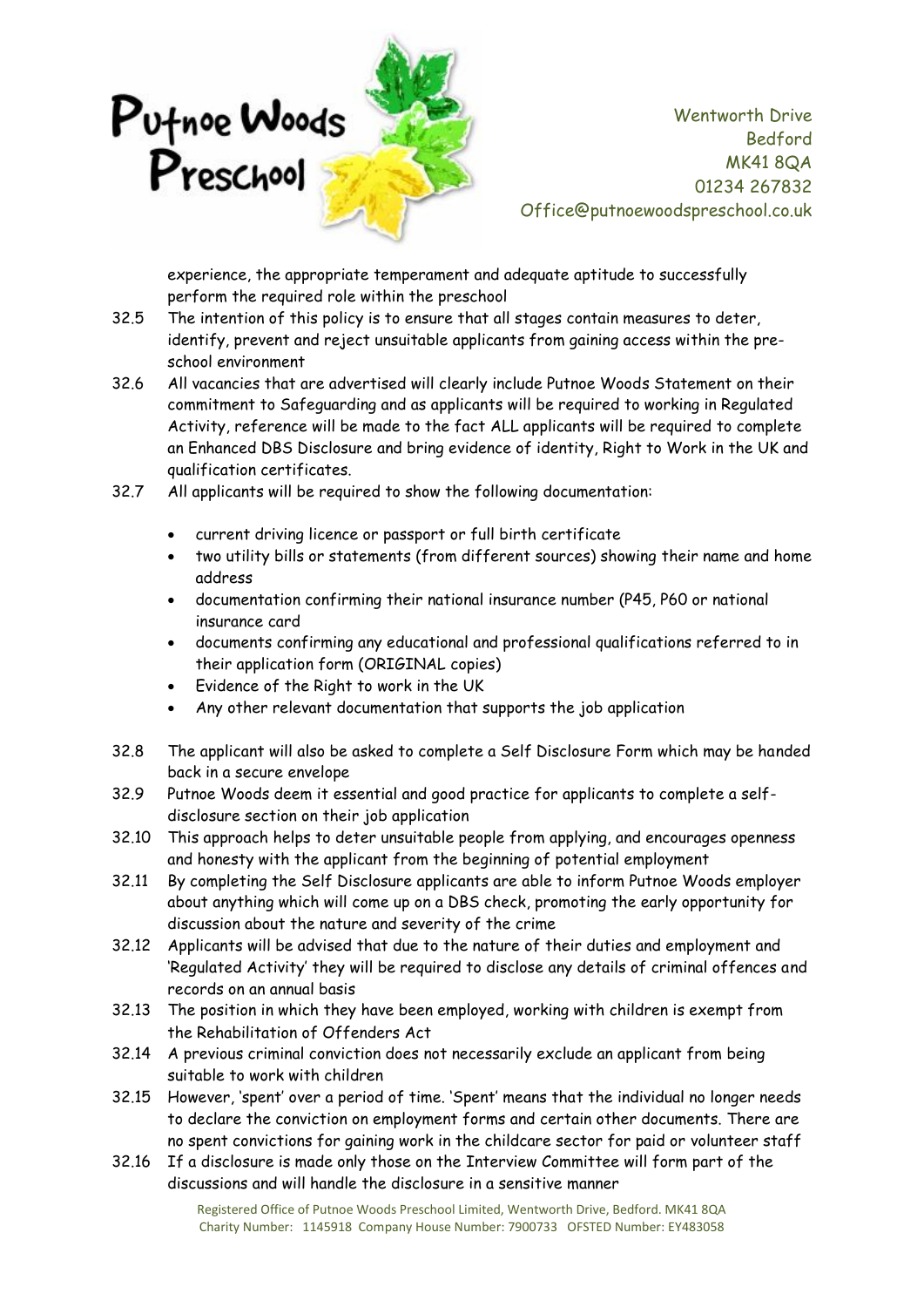experience, the appropriate temperament and adequate aptitude to successfully perform the required role within the preschool

32.5 The intention of this policy is to ensure that all stages contain measures to deter, identify, prevent and reject unsuitable applicants from gaining access within the pre-school environment

32.6 All vacancies that are advertised will clearly include Putnoe Woods Statement on their commitment to Safeguarding and as applicants will be required to working in Regulated Activity, reference will be made to the fact ALL applicants will be required to complete an Enhanced DBS Disclosure and bring evidence of identity, Right to Work in the UK and qualification certificates.

32.7 All applicants will be required to show the following documentation:

- current driving licence or passport or full birth certificate
- two utility bills or statements (from different sources) showing their name and home address
- documentation confirming their national insurance number (P45, P60 or national insurance card
- documents confirming any educational and professional qualifications referred to in their application form (ORIGINAL copies)
- Evidence of the Right to work in the UK
- Any other relevant documentation that supports the job application

32.8 The applicant will also be asked to complete a Self Disclosure Form which may be handed back in a secure envelope

32.9 Putnoe Woods deem it essential and good practice for applicants to complete a self-disclosure section on their job application

32.10 This approach helps to deter unsuitable people from applying, and encourages openness and honesty with the applicant from the beginning of potential employment

32.11 By completing the Self Disclosure applicants are able to inform Putnoe Woods employer about anything which will come up on a DBS check, promoting the early opportunity for discussion about the nature and severity of the crime

32.12 Applicants will be advised that due to the nature of their duties and employment and 'Regulated Activity' they will be required to disclose any details of criminal offences and records on an annual basis

32.13 The position in which they have been employed, working with children is exempt from the Rehabilitation of Offenders Act

32.14 A previous criminal conviction does not necessarily exclude an applicant from being suitable to work with children

32.15 However, 'spent' over a period of time. 'Spent' means that the individual no longer needs to declare the conviction on employment forms and certain other documents. There are no spent convictions for gaining work in the childcare sector for paid or volunteer staff

32.16 If a disclosure is made only those on the Interview Committee will form part of the discussions and will handle the disclosure in a sensitive manner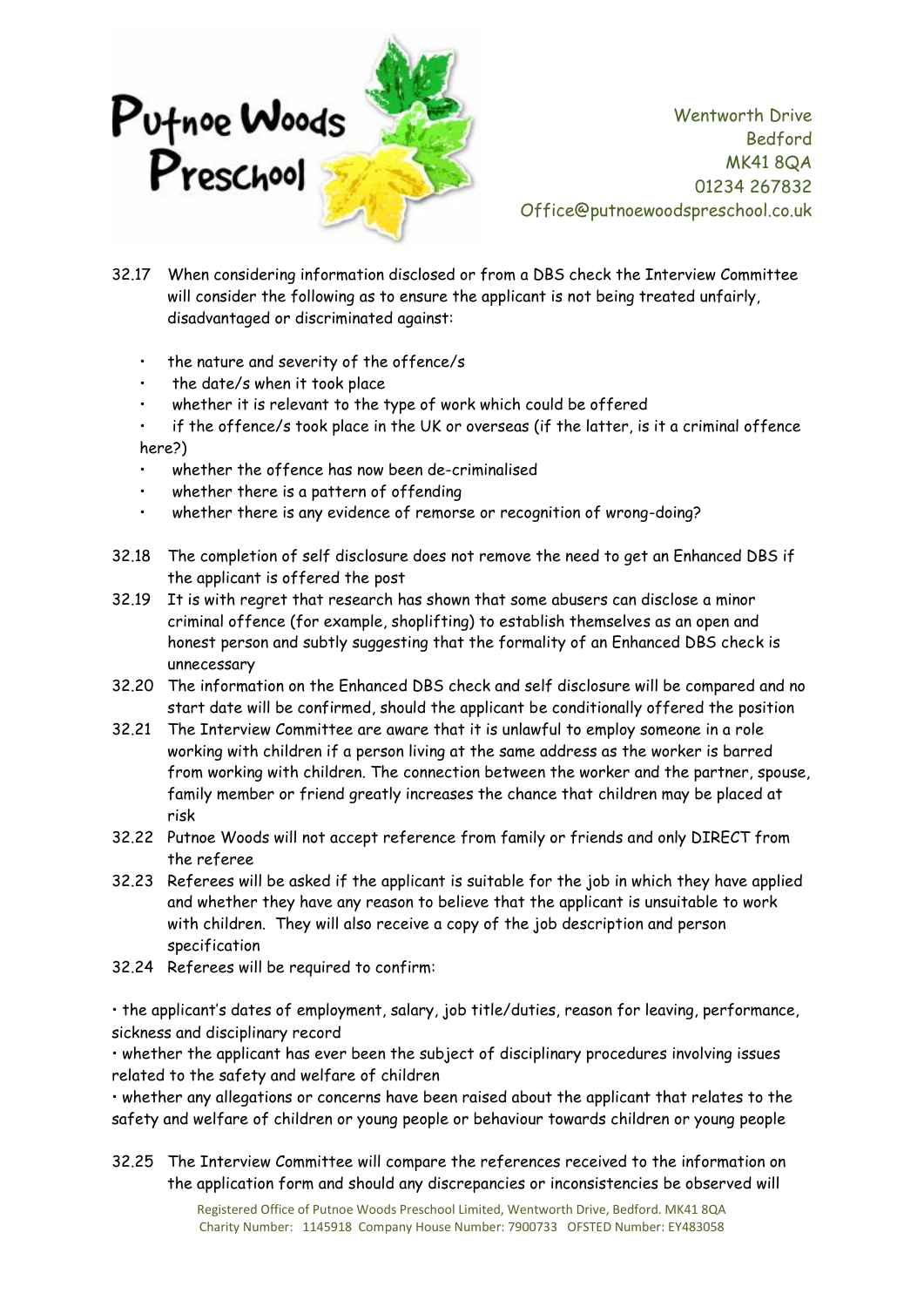32.17 When considering information disclosed or from a DBS check the Interview Committee will consider the following as to ensure the applicant is not being treated unfairly, disadvantaged or discriminated against:

- the nature and severity of the offence/s
- the date/s when it took place
- whether it is relevant to the type of work which could be offered
- if the offence/s took place in the UK or overseas (if the latter, is it a criminal offence here?)
- whether the offence has now been de-criminalised
- whether there is a pattern of offending
- whether there is any evidence of remorse or recognition of wrong-doing?

32.18 The completion of self disclosure does not remove the need to get an Enhanced DBS if the applicant is offered the post

32.19 It is with regret that research has shown that some abusers can disclose a minor criminal offence (for example, shoplifting) to establish themselves as an open and honest person and subtly suggesting that the formality of an Enhanced DBS check is unnecessary

32.20 The information on the Enhanced DBS check and self disclosure will be compared and no start date will be confirmed, should the applicant be conditionally offered the position

32.21 The Interview Committee are aware that it is unlawful to employ someone in a role working with children if a person living at the same address as the worker is barred from working with children. The connection between the worker and the partner, spouse, family member or friend greatly increases the chance that children may be placed at risk

32.22 Putnoe Woods will not accept reference from family or friends and only DIRECT from the referee

32.23 Referees will be asked if the applicant is suitable for the job in which they have applied and whether they have any reason to believe that the applicant is unsuitable to work with children. They will also receive a copy of the job description and person specification

32.24 Referees will be required to confirm:

- the applicant's dates of employment, salary, job title/duties, reason for leaving, performance, sickness and disciplinary record
- whether the applicant has ever been the subject of disciplinary procedures involving issues related to the safety and welfare of children
- whether any allegations or concerns have been raised about the applicant that relates to the safety and welfare of children or young people or behaviour towards children or young people

32.25 The Interview Committee will compare the references received to the information on the application form and should any discrepancies or inconsistencies be observed will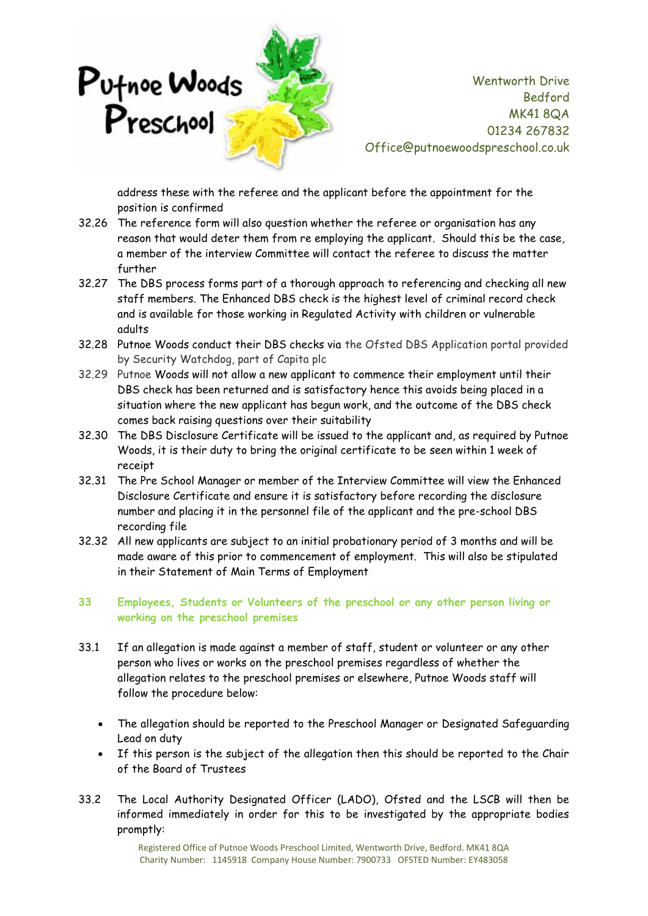address these with the referee and the applicant before the appointment for the position is confirmed

32.26 The reference form will also question whether the referee or organisation has any reason that would deter them from re employing the applicant. Should this be the case, a member of the interview Committee will contact the referee to discuss the matter further

32.27 The DBS process forms part of a thorough approach to referencing and checking all new staff members. The Enhanced DBS check is the highest level of criminal record check and is available for those working in Regulated Activity with children or vulnerable adults

32.28 Putnoe Woods conduct their DBS checks via the Ofsted DBS Application portal provided by Security Watchdog, part of Capita plc

32.29 Putnoe Woods will not allow a new applicant to commence their employment until their DBS check has been returned and is satisfactory hence this avoids being placed in a situation where the new applicant has begun work, and the outcome of the DBS check comes back raising questions over their suitability

32.30 The DBS Disclosure Certificate will be issued to the applicant and, as required by Putnoe Woods, it is their duty to bring the original certificate to be seen within 1 week of receipt

32.31 The Pre School Manager or member of the Interview Committee will view the Enhanced Disclosure Certificate and ensure it is satisfactory before recording the disclosure number and placing it in the personnel file of the applicant and the pre-school DBS recording file

32.32 All new applicants are subject to an initial probationary period of 3 months and will be made aware of this prior to commencement of employment. This will also be stipulated in their Statement of Main Terms of Employment

## 33 Employees, Students or Volunteers of the preschool or any other person living or working on the preschool premises

33.1 If an allegation is made against a member of staff, student or volunteer or any other person who lives or works on the preschool premises regardless of whether the allegation relates to the preschool premises or elsewhere, Putnoe Woods staff will follow the procedure below:

- The allegation should be reported to the Preschool Manager or Designated Safeguarding Lead on duty
- If this person is the subject of the allegation then this should be reported to the Chair of the Board of Trustees

33.2 The Local Authority Designated Officer (LADO), Ofsted and the LSCB will then be informed immediately in order for this to be investigated by the appropriate bodies promptly: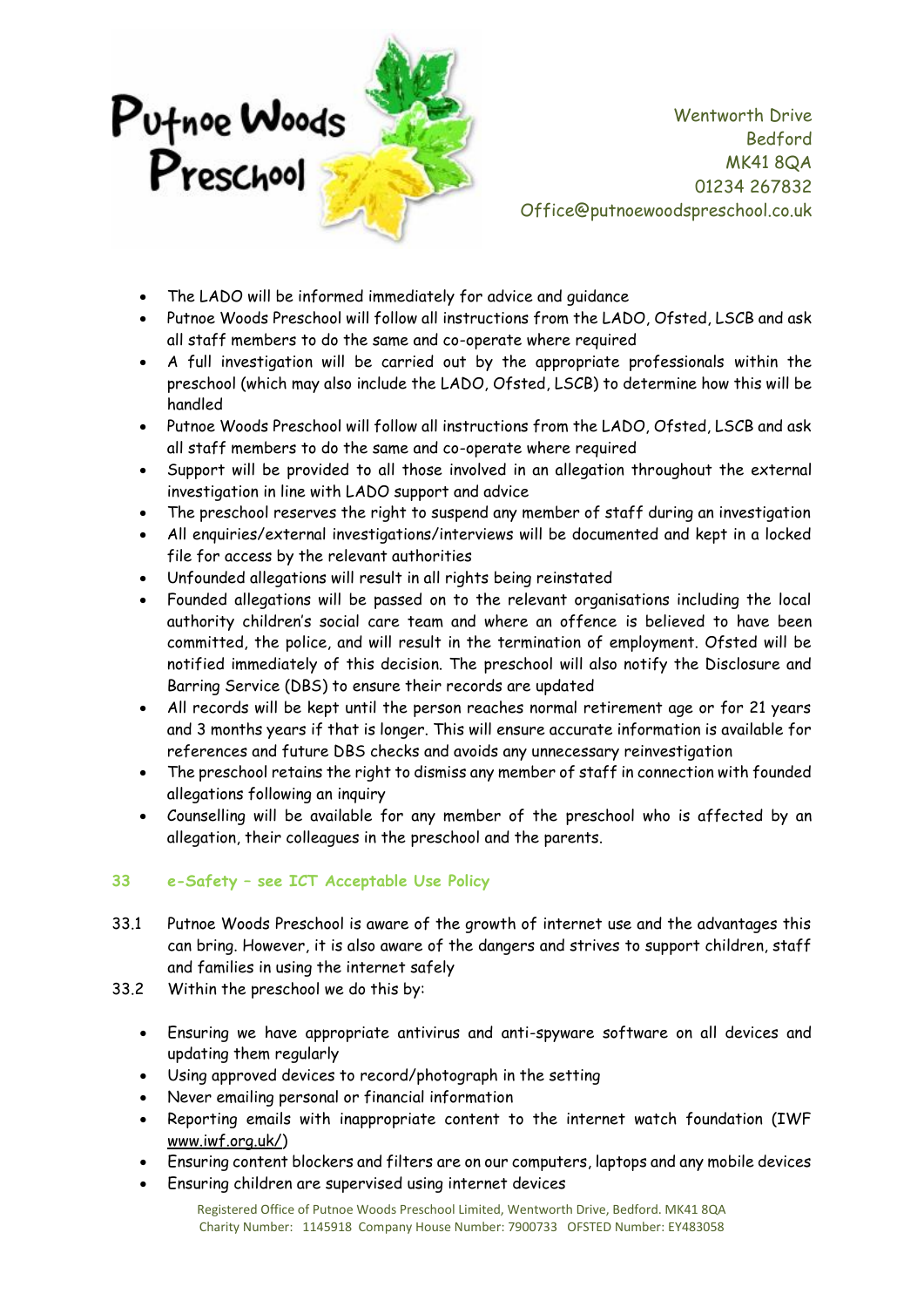- The LADO will be informed immediately for advice and guidance
- Putnoe Woods Preschool will follow all instructions from the LADO, Ofsted, LSCB and ask all staff members to do the same and co-operate where required
- A full investigation will be carried out by the appropriate professionals within the preschool (which may also include the LADO, Ofsted, LSCB) to determine how this will be handled
- Putnoe Woods Preschool will follow all instructions from the LADO, Ofsted, LSCB and ask all staff members to do the same and co-operate where required
- Support will be provided to all those involved in an allegation throughout the external investigation in line with LADO support and advice
- The preschool reserves the right to suspend any member of staff during an investigation
- All enquiries/external investigations/interviews will be documented and kept in a locked file for access by the relevant authorities
- Unfounded allegations will result in all rights being reinstated
- Founded allegations will be passed on to the relevant organisations including the local authority children's social care team and where an offence is believed to have been committed, the police, and will result in the termination of employment. Ofsted will be notified immediately of this decision. The preschool will also notify the Disclosure and Barring Service (DBS) to ensure their records are updated
- All records will be kept until the person reaches normal retirement age or for 21 years and 3 months years if that is longer. This will ensure accurate information is available for references and future DBS checks and avoids any unnecessary reinvestigation
- The preschool retains the right to dismiss any member of staff in connection with founded allegations following an inquiry
- Counselling will be available for any member of the preschool who is affected by an allegation, their colleagues in the preschool and the parents.

## 33 e-Safety – see ICT Acceptable Use Policy

33.1 Putnoe Woods Preschool is aware of the growth of internet use and the advantages this can bring. However, it is also aware of the dangers and strives to support children, staff and families in using the internet safely

33.2 Within the preschool we do this by:

- Ensuring we have appropriate antivirus and anti-spyware software on all devices and updating them regularly
- Using approved devices to record/photograph in the setting
- Never emailing personal or financial information
- Reporting emails with inappropriate content to the internet watch foundation (IWF www.iwf.org.uk/)
- Ensuring content blockers and filters are on our computers, laptops and any mobile devices
- Ensuring children are supervised using internet devices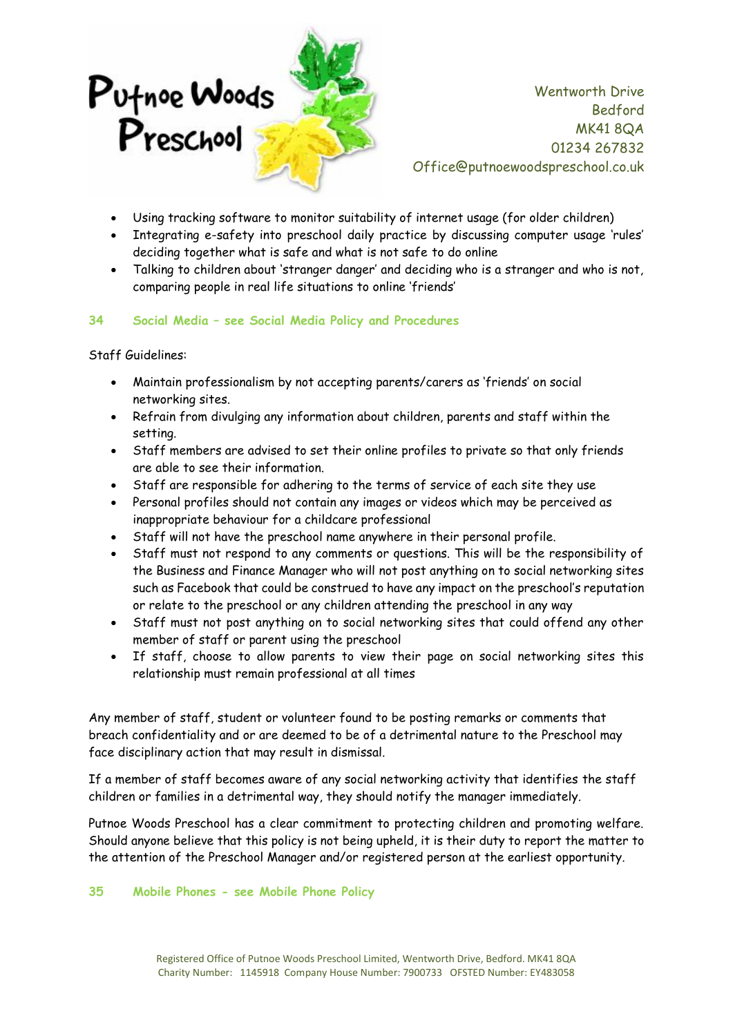- Using tracking software to monitor suitability of internet usage (for older children)
- Integrating e-safety into preschool daily practice by discussing computer usage 'rules' deciding together what is safe and what is not safe to do online
- Talking to children about 'stranger danger' and deciding who is a stranger and who is not, comparing people in real life situations to online 'friends'

### 34 Social Media – see Social Media Policy and Procedures

Staff Guidelines:

- Maintain professionalism by not accepting parents/carers as 'friends' on social networking sites.
- Refrain from divulging any information about children, parents and staff within the setting.
- Staff members are advised to set their online profiles to private so that only friends are able to see their information.
- Staff are responsible for adhering to the terms of service of each site they use
- Personal profiles should not contain any images or videos which may be perceived as inappropriate behaviour for a childcare professional
- Staff will not have the preschool name anywhere in their personal profile.
- Staff must not respond to any comments or questions. This will be the responsibility of the Business and Finance Manager who will not post anything on to social networking sites such as Facebook that could be construed to have any impact on the preschool's reputation or relate to the preschool or any children attending the preschool in any way
- Staff must not post anything on to social networking sites that could offend any other member of staff or parent using the preschool
- If staff, choose to allow parents to view their page on social networking sites this relationship must remain professional at all times

Any member of staff, student or volunteer found to be posting remarks or comments that breach confidentiality and or are deemed to be of a detrimental nature to the Preschool may face disciplinary action that may result in dismissal.

If a member of staff becomes aware of any social networking activity that identifies the staff children or families in a detrimental way, they should notify the manager immediately.

Putnoe Woods Preschool has a clear commitment to protecting children and promoting welfare. Should anyone believe that this policy is not being upheld, it is their duty to report the matter to the attention of the Preschool Manager and/or registered person at the earliest opportunity.

### 35 Mobile Phones - see Mobile Phone Policy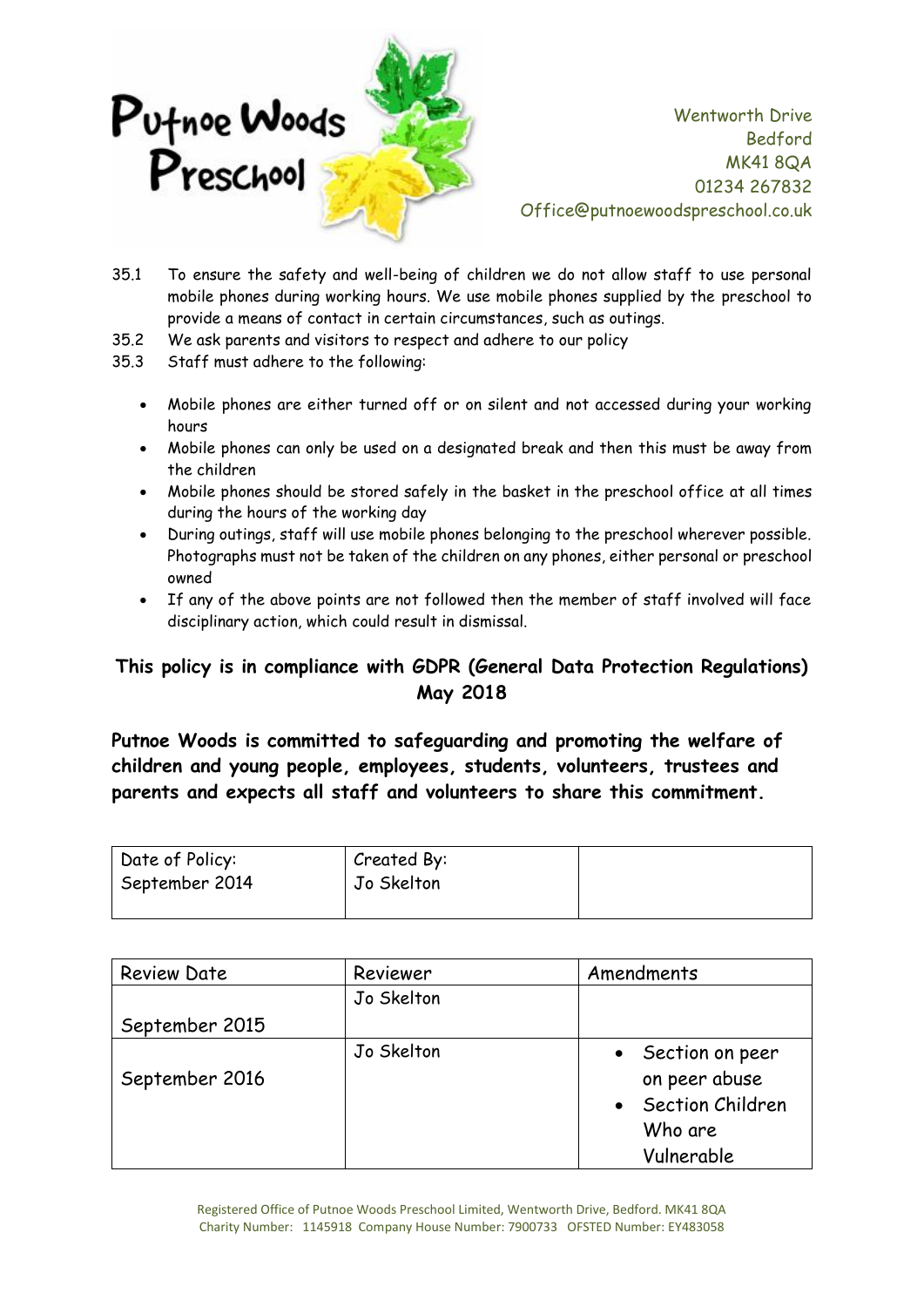35.1 To ensure the safety and well-being of children we do not allow staff to use personal mobile phones during working hours. We use mobile phones supplied by the preschool to provide a means of contact in certain circumstances, such as outings.

35.2 We ask parents and visitors to respect and adhere to our policy

35.3 Staff must adhere to the following:

- Mobile phones are either turned off or on silent and not accessed during your working hours
- Mobile phones can only be used on a designated break and then this must be away from the children
- Mobile phones should be stored safely in the basket in the preschool office at all times during the hours of the working day
- During outings, staff will use mobile phones belonging to the preschool wherever possible. Photographs must not be taken of the children on any phones, either personal or preschool owned
- If any of the above points are not followed then the member of staff involved will face disciplinary action, which could result in dismissal.

**This policy is in compliance with GDPR (General Data Protection Regulations) May 2018**

**Putnoe Woods is committed to safeguarding and promoting the welfare of children and young people, employees, students, volunteers, trustees and parents and expects all staff and volunteers to share this commitment.**

| Date of Policy: September 2014 | Created By: Jo Skelton | |
|---|---|---|

| Review Date | Reviewer | Amendments |
|---|---|---|
| September 2015 | Jo Skelton | |
| September 2016 | Jo Skelton | • Section on peer on peer abuse<br>• Section Children Who are Vulnerable |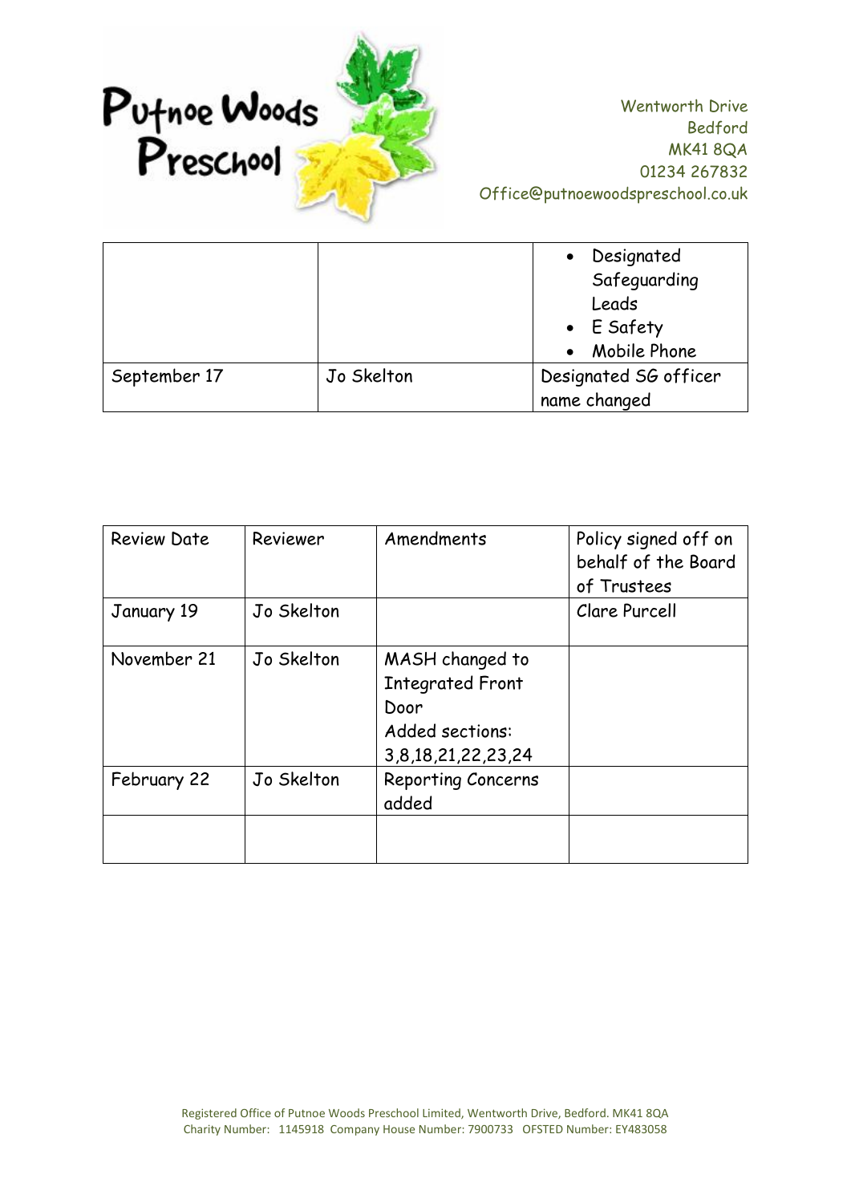Wentworth Drive
Bedford
MK41 8QA
01234 267832
Office@putnoewoodspreschool.co.uk

| | | |
|---|---|---|
| | | • Designated Safeguarding Leads<br>• E Safety<br>• Mobile Phone |
| September 17 | Jo Skelton | Designated SG officer name changed |

| Review Date | Reviewer | Amendments | Policy signed off on behalf of the Board of Trustees |
|---|---|---|---|
| January 19 | Jo Skelton | | Clare Purcell |
| November 21 | Jo Skelton | MASH changed to Integrated Front Door<br>Added sections: 3,8,18,21,22,23,24 | |
| February 22 | Jo Skelton | Reporting Concerns added | |
| | | | |

Registered Office of Putnoe Woods Preschool Limited, Wentworth Drive, Bedford. MK41 8QA
Charity Number: 1145918 Company House Number: 7900733 OFSTED Number: EY483058